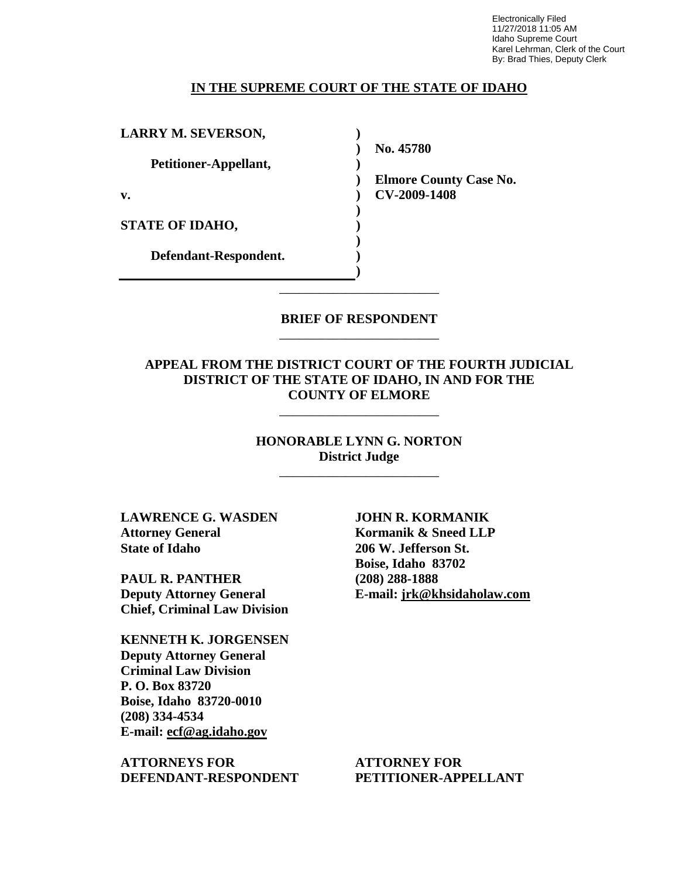Electronically Filed
11/27/2018 11:05 AM
Idaho Supreme Court
Karel Lehrman, Clerk of the Court
By: Brad Thies, Deputy Clerk

# IN THE SUPREME COURT OF THE STATE OF IDAHO

**LARRY M. SEVERSON,**

**Petitioner-Appellant,**

**v.**

**STATE OF IDAHO,**

**Defendant-Respondent.**

**No. 45780**

**Elmore County Case No. CV-2009-1408**

---

## BRIEF OF RESPONDENT

---

**APPEAL FROM THE DISTRICT COURT OF THE FOURTH JUDICIAL DISTRICT OF THE STATE OF IDAHO, IN AND FOR THE COUNTY OF ELMORE**

---

**HONORABLE LYNN G. NORTON**
**District Judge**

---

**LAWRENCE G. WASDEN**
**Attorney General**
**State of Idaho**

**PAUL R. PANTHER**
**Deputy Attorney General**
**Chief, Criminal Law Division**

**KENNETH K. JORGENSEN**
**Deputy Attorney General**
**Criminal Law Division**
**P. O. Box 83720**
**Boise, Idaho 83720-0010**
**(208) 334-4534**
**E-mail: ecf@ag.idaho.gov**

**ATTORNEYS FOR DEFENDANT-RESPONDENT**

**JOHN R. KORMANIK**
**Kormanik & Sneed LLP**
**206 W. Jefferson St.**
**Boise, Idaho 83702**
**(208) 288-1888**
**E-mail: jrk@khsidaholaw.com**

**ATTORNEY FOR PETITIONER-APPELLANT**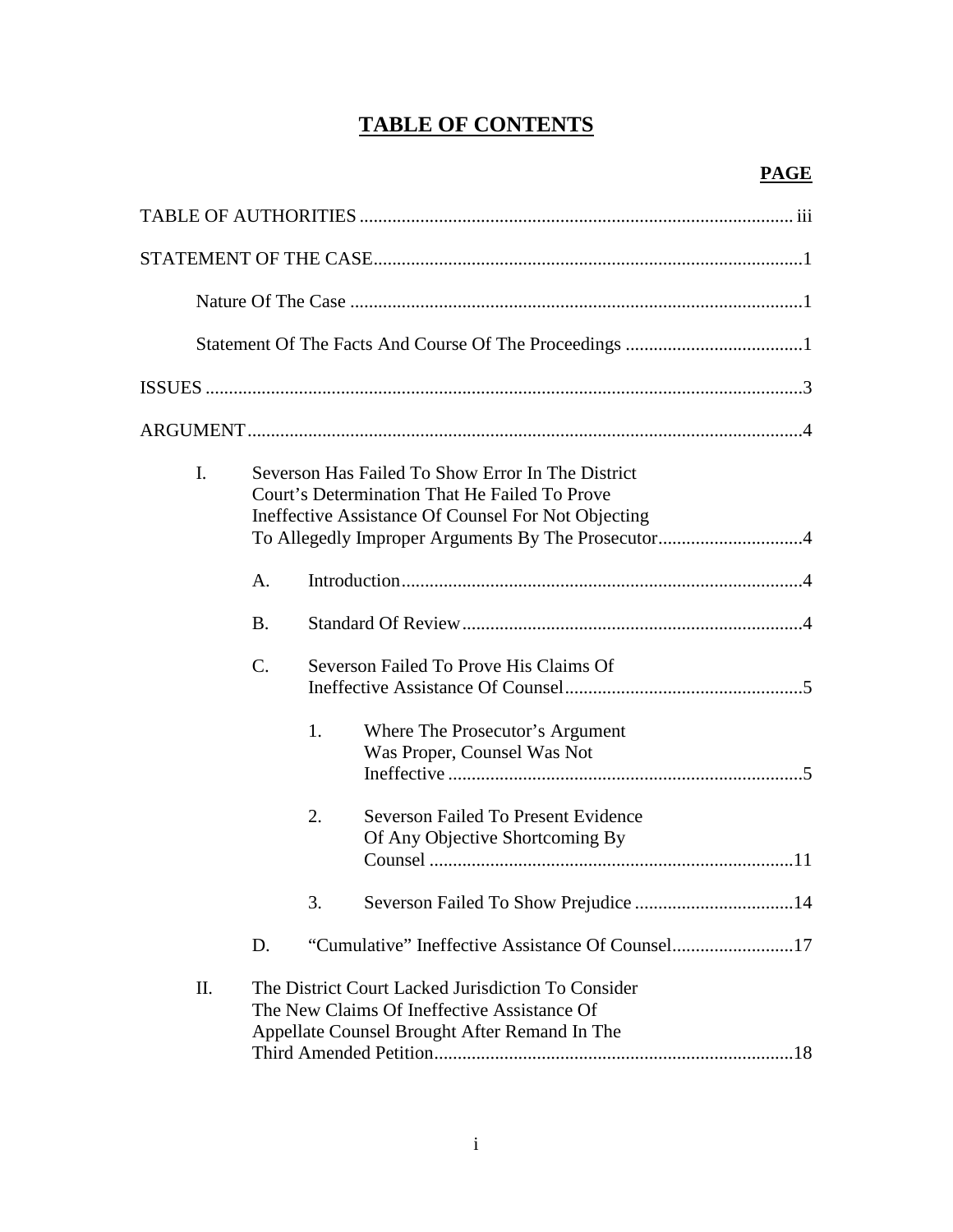# TABLE OF CONTENTS

**PAGE**

TABLE OF AUTHORITIES ........................................................................................ iii

STATEMENT OF THE CASE........................................................................................1

- Nature Of The Case ........................................................................................1
- Statement Of The Facts And Course Of The Proceedings ......................................1

ISSUES ......................................................................................................................3

ARGUMENT..............................................................................................................4

- I. Severson Has Failed To Show Error In The District Court's Determination That He Failed To Prove Ineffective Assistance Of Counsel For Not Objecting To Allegedly Improper Arguments By The Prosecutor...............................4
  - A. Introduction.....................................................................................4
  - B. Standard Of Review.........................................................................4
  - C. Severson Failed To Prove His Claims Of Ineffective Assistance Of Counsel..................................................5
    - 1. Where The Prosecutor's Argument Was Proper, Counsel Was Not Ineffective ...........................................................................5
    - 2. Severson Failed To Present Evidence Of Any Objective Shortcoming By Counsel .............................................................................11
    - 3. Severson Failed To Show Prejudice ..................................14
  - D. "Cumulative" Ineffective Assistance Of Counsel..........................17
- II. The District Court Lacked Jurisdiction To Consider The New Claims Of Ineffective Assistance Of Appellate Counsel Brought After Remand In The Third Amended Petition............................................................................18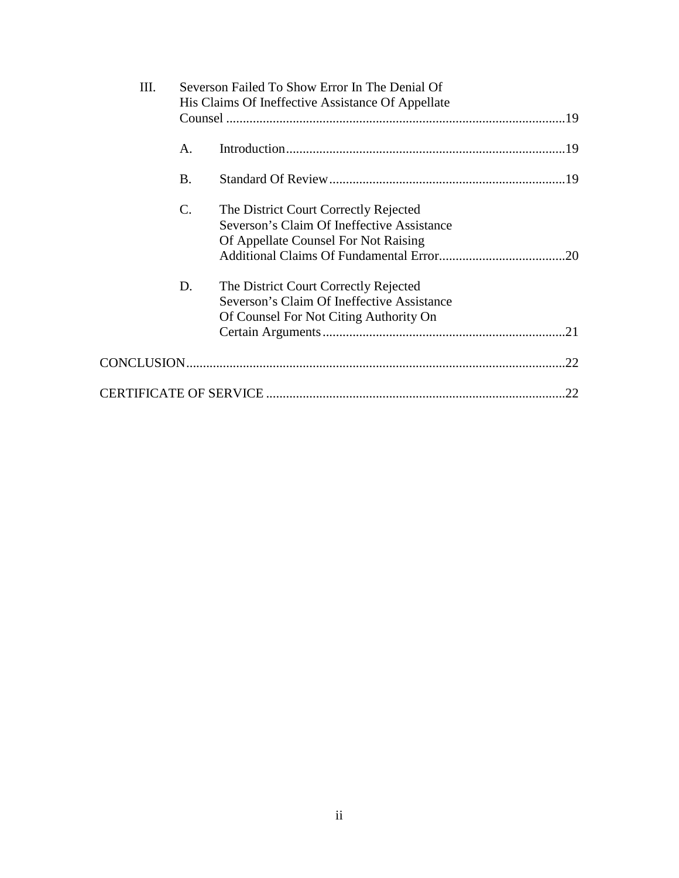III. Severson Failed To Show Error In The Denial Of His Claims Of Ineffective Assistance Of Appellate Counsel ....................................................................................................19

- A. Introduction....................................................................................19
- B. Standard Of Review.......................................................................19
- C. The District Court Correctly Rejected Severson's Claim Of Ineffective Assistance Of Appellate Counsel For Not Raising Additional Claims Of Fundamental Error......................................20
- D. The District Court Correctly Rejected Severson's Claim Of Ineffective Assistance Of Counsel For Not Citing Authority On Certain Arguments.........................................................................21

CONCLUSION..................................................................................................................22

CERTIFICATE OF SERVICE ..........................................................................................22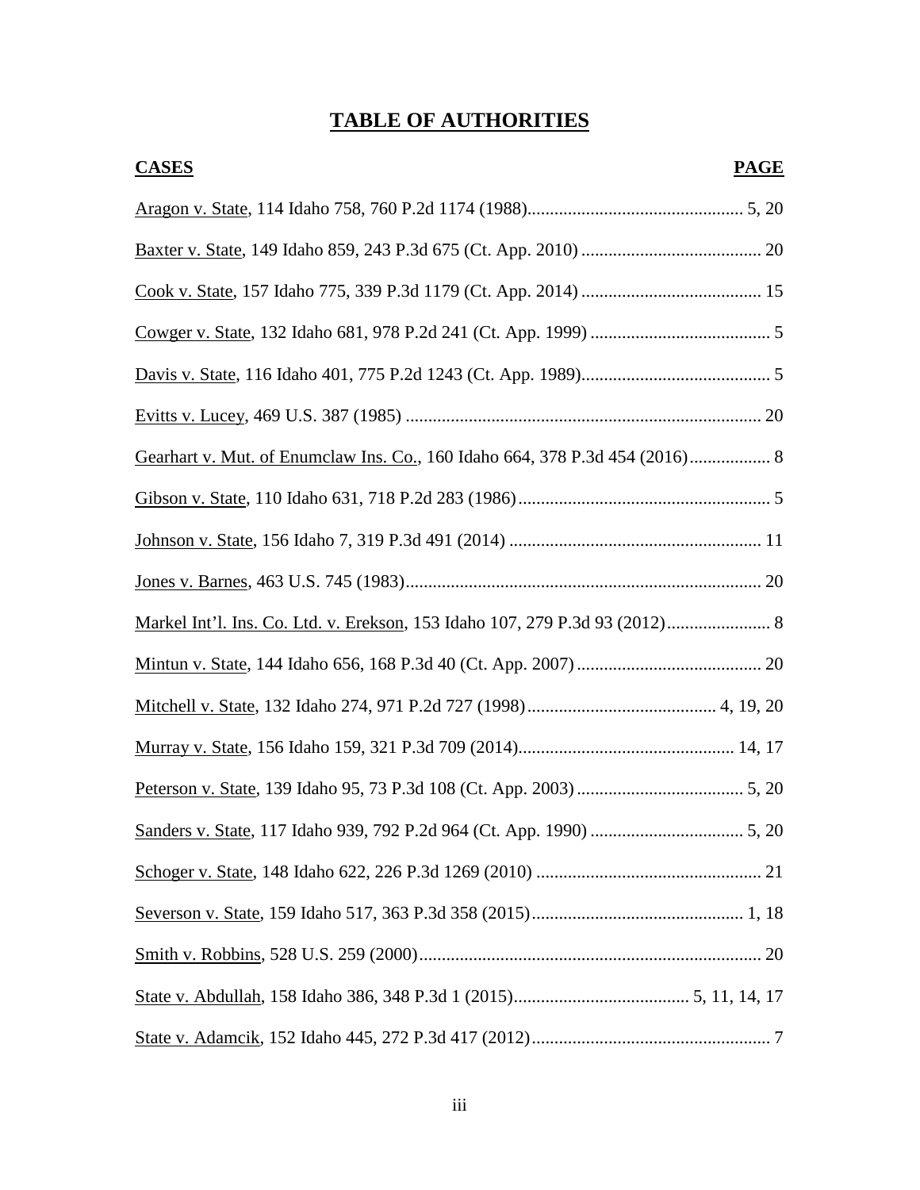# TABLE OF AUTHORITIES

| CASES | PAGE |
|---|---|
| Aragon v. State, 114 Idaho 758, 760 P.2d 1174 (1988) | 5, 20 |
| Baxter v. State, 149 Idaho 859, 243 P.3d 675 (Ct. App. 2010) | 20 |
| Cook v. State, 157 Idaho 775, 339 P.3d 1179 (Ct. App. 2014) | 15 |
| Cowger v. State, 132 Idaho 681, 978 P.2d 241 (Ct. App. 1999) | 5 |
| Davis v. State, 116 Idaho 401, 775 P.2d 1243 (Ct. App. 1989) | 5 |
| Evitts v. Lucey, 469 U.S. 387 (1985) | 20 |
| Gearhart v. Mut. of Enumclaw Ins. Co., 160 Idaho 664, 378 P.3d 454 (2016) | 8 |
| Gibson v. State, 110 Idaho 631, 718 P.2d 283 (1986) | 5 |
| Johnson v. State, 156 Idaho 7, 319 P.3d 491 (2014) | 11 |
| Jones v. Barnes, 463 U.S. 745 (1983) | 20 |
| Markel Int'l. Ins. Co. Ltd. v. Erekson, 153 Idaho 107, 279 P.3d 93 (2012) | 8 |
| Mintun v. State, 144 Idaho 656, 168 P.3d 40 (Ct. App. 2007) | 20 |
| Mitchell v. State, 132 Idaho 274, 971 P.2d 727 (1998) | 4, 19, 20 |
| Murray v. State, 156 Idaho 159, 321 P.3d 709 (2014) | 14, 17 |
| Peterson v. State, 139 Idaho 95, 73 P.3d 108 (Ct. App. 2003) | 5, 20 |
| Sanders v. State, 117 Idaho 939, 792 P.2d 964 (Ct. App. 1990) | 5, 20 |
| Schoger v. State, 148 Idaho 622, 226 P.3d 1269 (2010) | 21 |
| Severson v. State, 159 Idaho 517, 363 P.3d 358 (2015) | 1, 18 |
| Smith v. Robbins, 528 U.S. 259 (2000) | 20 |
| State v. Abdullah, 158 Idaho 386, 348 P.3d 1 (2015) | 5, 11, 14, 17 |
| State v. Adamcik, 152 Idaho 445, 272 P.3d 417 (2012) | 7 |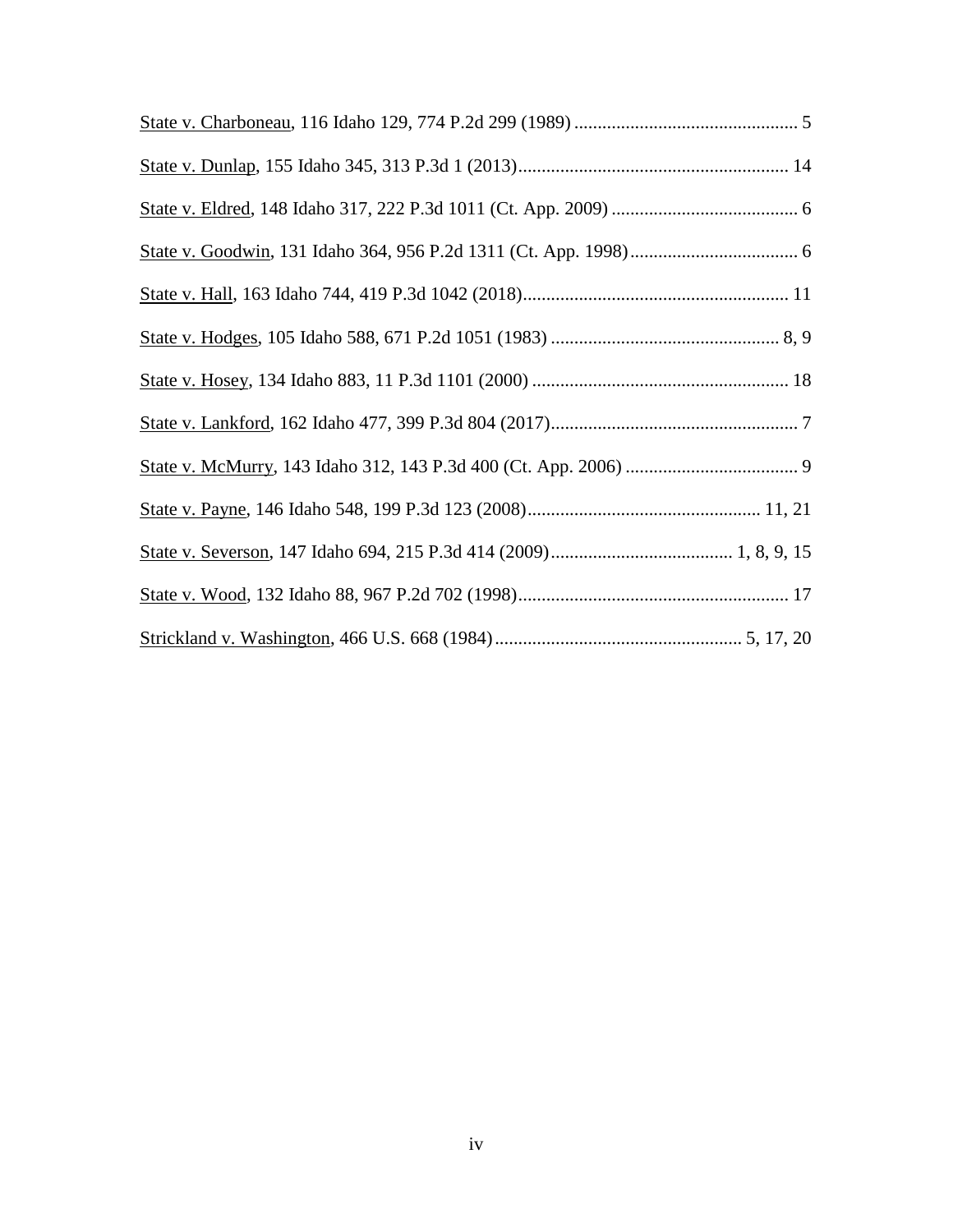State v. Charboneau, 116 Idaho 129, 774 P.2d 299 (1989) ................................................ 5

State v. Dunlap, 155 Idaho 345, 313 P.3d 1 (2013)......................................................... 14

State v. Eldred, 148 Idaho 317, 222 P.3d 1011 (Ct. App. 2009) ........................................ 6

State v. Goodwin, 131 Idaho 364, 956 P.2d 1311 (Ct. App. 1998).................................... 6

State v. Hall, 163 Idaho 744, 419 P.3d 1042 (2018)......................................................... 11

State v. Hodges, 105 Idaho 588, 671 P.2d 1051 (1983) ................................................. 8, 9

State v. Hosey, 134 Idaho 883, 11 P.3d 1101 (2000) ....................................................... 18

State v. Lankford, 162 Idaho 477, 399 P.3d 804 (2017)..................................................... 7

State v. McMurry, 143 Idaho 312, 143 P.3d 400 (Ct. App. 2006) ..................................... 9

State v. Payne, 146 Idaho 548, 199 P.3d 123 (2008).................................................. 11, 21

State v. Severson, 147 Idaho 694, 215 P.3d 414 (2009)....................................... 1, 8, 9, 15

State v. Wood, 132 Idaho 88, 967 P.2d 702 (1998).......................................................... 17

Strickland v. Washington, 466 U.S. 668 (1984)..................................................... 5, 17, 20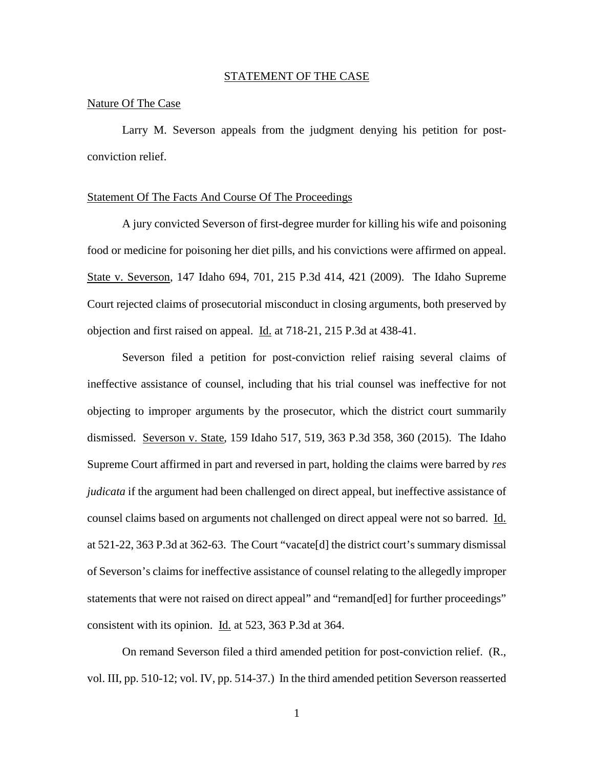## STATEMENT OF THE CASE

### Nature Of The Case

Larry M. Severson appeals from the judgment denying his petition for post-conviction relief.

### Statement Of The Facts And Course Of The Proceedings

A jury convicted Severson of first-degree murder for killing his wife and poisoning food or medicine for poisoning her diet pills, and his convictions were affirmed on appeal. State v. Severson, 147 Idaho 694, 701, 215 P.3d 414, 421 (2009). The Idaho Supreme Court rejected claims of prosecutorial misconduct in closing arguments, both preserved by objection and first raised on appeal. Id. at 718-21, 215 P.3d at 438-41.

Severson filed a petition for post-conviction relief raising several claims of ineffective assistance of counsel, including that his trial counsel was ineffective for not objecting to improper arguments by the prosecutor, which the district court summarily dismissed. Severson v. State, 159 Idaho 517, 519, 363 P.3d 358, 360 (2015). The Idaho Supreme Court affirmed in part and reversed in part, holding the claims were barred by *res judicata* if the argument had been challenged on direct appeal, but ineffective assistance of counsel claims based on arguments not challenged on direct appeal were not so barred. Id. at 521-22, 363 P.3d at 362-63. The Court "vacate[d] the district court's summary dismissal of Severson's claims for ineffective assistance of counsel relating to the allegedly improper statements that were not raised on direct appeal" and "remand[ed] for further proceedings" consistent with its opinion. Id. at 523, 363 P.3d at 364.

On remand Severson filed a third amended petition for post-conviction relief. (R., vol. III, pp. 510-12; vol. IV, pp. 514-37.) In the third amended petition Severson reasserted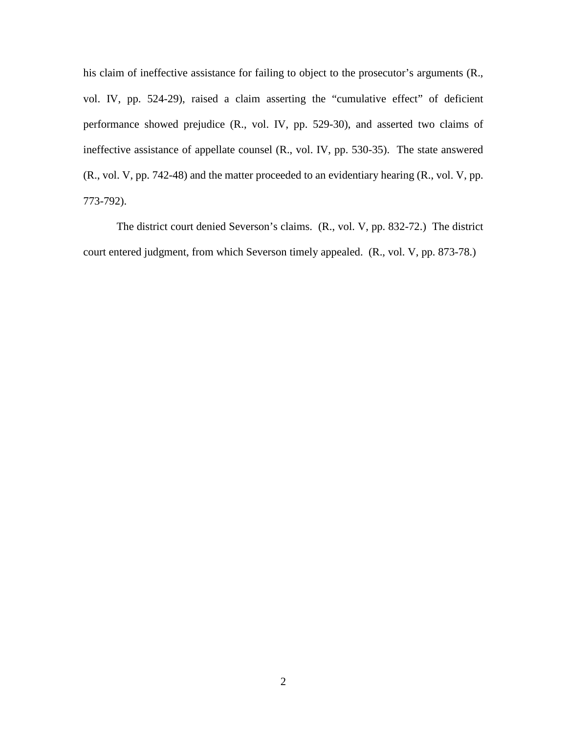his claim of ineffective assistance for failing to object to the prosecutor's arguments (R., vol. IV, pp. 524-29), raised a claim asserting the "cumulative effect" of deficient performance showed prejudice (R., vol. IV, pp. 529-30), and asserted two claims of ineffective assistance of appellate counsel (R., vol. IV, pp. 530-35). The state answered (R., vol. V, pp. 742-48) and the matter proceeded to an evidentiary hearing (R., vol. V, pp. 773-792).

The district court denied Severson's claims. (R., vol. V, pp. 832-72.) The district court entered judgment, from which Severson timely appealed. (R., vol. V, pp. 873-78.)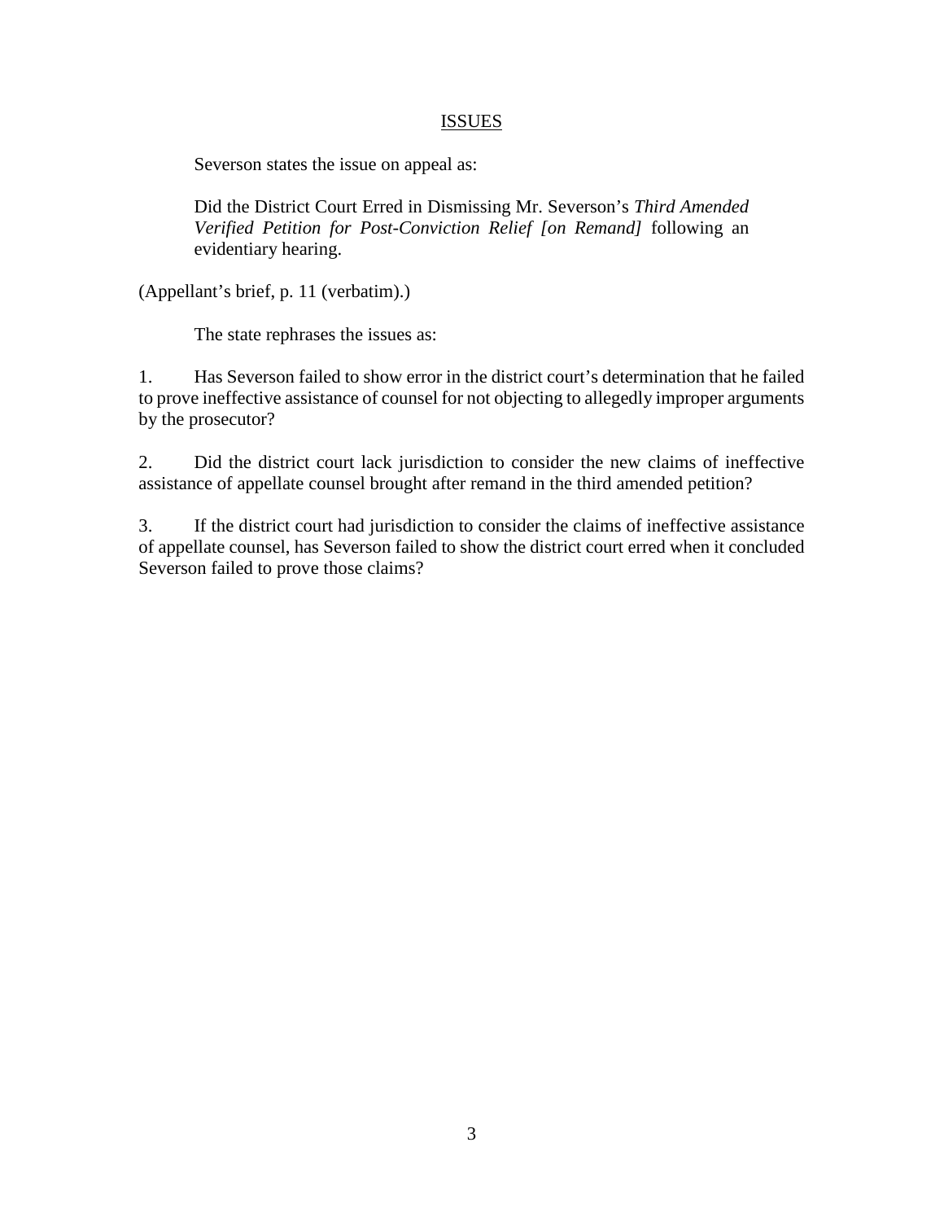## ISSUES

Severson states the issue on appeal as:

> Did the District Court Erred in Dismissing Mr. Severson's *Third Amended Verified Petition for Post-Conviction Relief [on Remand]* following an evidentiary hearing.

(Appellant's brief, p. 11 (verbatim).)

The state rephrases the issues as:

1. Has Severson failed to show error in the district court's determination that he failed to prove ineffective assistance of counsel for not objecting to allegedly improper arguments by the prosecutor?

2. Did the district court lack jurisdiction to consider the new claims of ineffective assistance of appellate counsel brought after remand in the third amended petition?

3. If the district court had jurisdiction to consider the claims of ineffective assistance of appellate counsel, has Severson failed to show the district court erred when it concluded Severson failed to prove those claims?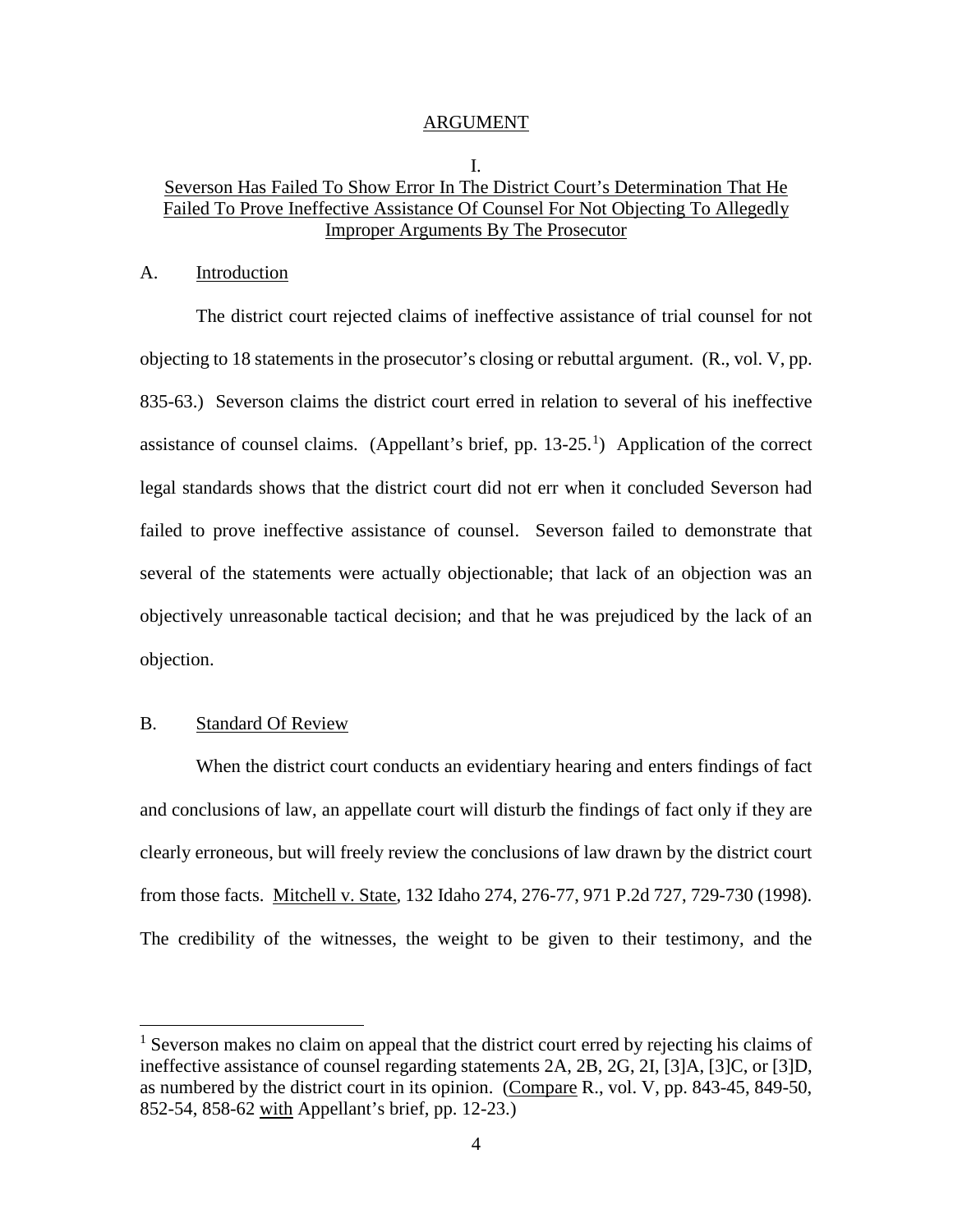## ARGUMENT

### I.

### Severson Has Failed To Show Error In The District Court's Determination That He Failed To Prove Ineffective Assistance Of Counsel For Not Objecting To Allegedly Improper Arguments By The Prosecutor

A. Introduction

The district court rejected claims of ineffective assistance of trial counsel for not objecting to 18 statements in the prosecutor's closing or rebuttal argument. (R., vol. V, pp. 835-63.) Severson claims the district court erred in relation to several of his ineffective assistance of counsel claims. (Appellant's brief, pp. 13-25.[1]) Application of the correct legal standards shows that the district court did not err when it concluded Severson had failed to prove ineffective assistance of counsel. Severson failed to demonstrate that several of the statements were actually objectionable; that lack of an objection was an objectively unreasonable tactical decision; and that he was prejudiced by the lack of an objection.

B. Standard Of Review

When the district court conducts an evidentiary hearing and enters findings of fact and conclusions of law, an appellate court will disturb the findings of fact only if they are clearly erroneous, but will freely review the conclusions of law drawn by the district court from those facts. Mitchell v. State, 132 Idaho 274, 276-77, 971 P.2d 727, 729-730 (1998). The credibility of the witnesses, the weight to be given to their testimony, and the

---

[1] Severson makes no claim on appeal that the district court erred by rejecting his claims of ineffective assistance of counsel regarding statements 2A, 2B, 2G, 2I, [3]A, [3]C, or [3]D, as numbered by the district court in its opinion. (Compare R., vol. V, pp. 843-45, 849-50, 852-54, 858-62 with Appellant's brief, pp. 12-23.)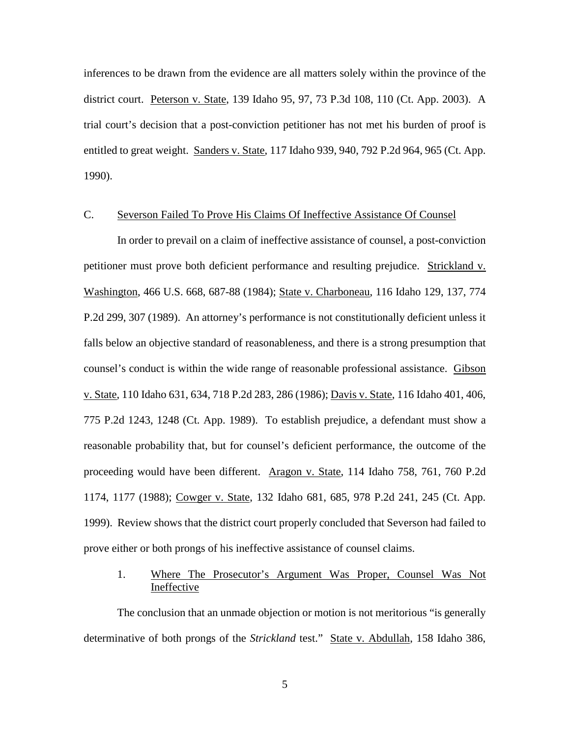inferences to be drawn from the evidence are all matters solely within the province of the district court. Peterson v. State, 139 Idaho 95, 97, 73 P.3d 108, 110 (Ct. App. 2003). A trial court's decision that a post-conviction petitioner has not met his burden of proof is entitled to great weight. Sanders v. State, 117 Idaho 939, 940, 792 P.2d 964, 965 (Ct. App. 1990).

### C. Severson Failed To Prove His Claims Of Ineffective Assistance Of Counsel

In order to prevail on a claim of ineffective assistance of counsel, a post-conviction petitioner must prove both deficient performance and resulting prejudice. Strickland v. Washington, 466 U.S. 668, 687-88 (1984); State v. Charboneau, 116 Idaho 129, 137, 774 P.2d 299, 307 (1989). An attorney's performance is not constitutionally deficient unless it falls below an objective standard of reasonableness, and there is a strong presumption that counsel's conduct is within the wide range of reasonable professional assistance. Gibson v. State, 110 Idaho 631, 634, 718 P.2d 283, 286 (1986); Davis v. State, 116 Idaho 401, 406, 775 P.2d 1243, 1248 (Ct. App. 1989). To establish prejudice, a defendant must show a reasonable probability that, but for counsel's deficient performance, the outcome of the proceeding would have been different. Aragon v. State, 114 Idaho 758, 761, 760 P.2d 1174, 1177 (1988); Cowger v. State, 132 Idaho 681, 685, 978 P.2d 241, 245 (Ct. App. 1999). Review shows that the district court properly concluded that Severson had failed to prove either or both prongs of his ineffective assistance of counsel claims.

#### 1. Where The Prosecutor's Argument Was Proper, Counsel Was Not Ineffective

The conclusion that an unmade objection or motion is not meritorious "is generally determinative of both prongs of the *Strickland* test." State v. Abdullah, 158 Idaho 386,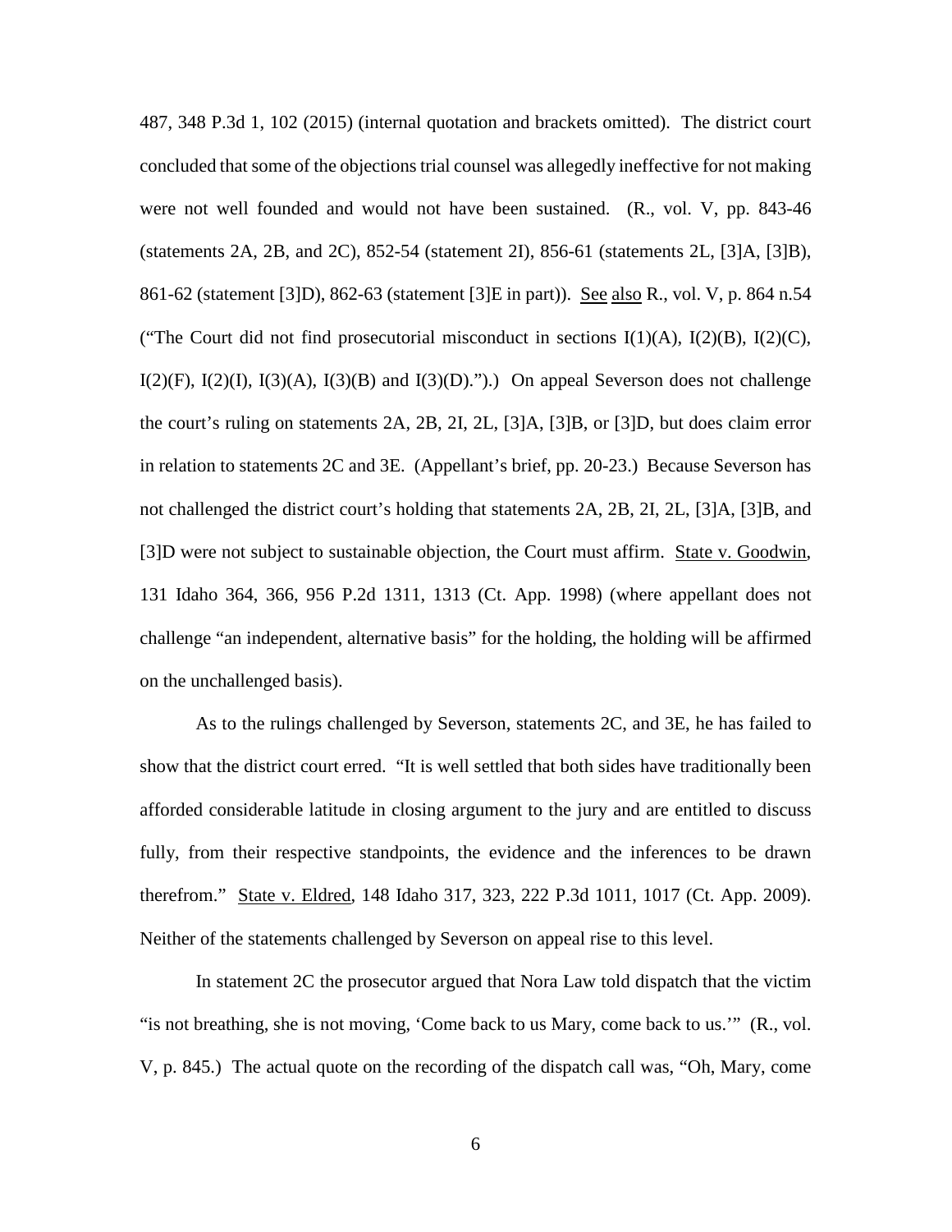487, 348 P.3d 1, 102 (2015) (internal quotation and brackets omitted). The district court concluded that some of the objections trial counsel was allegedly ineffective for not making were not well founded and would not have been sustained. (R., vol. V, pp. 843-46 (statements 2A, 2B, and 2C), 852-54 (statement 2I), 856-61 (statements 2L, [3]A, [3]B), 861-62 (statement [3]D), 862-63 (statement [3]E in part)). See also R., vol. V, p. 864 n.54 ("The Court did not find prosecutorial misconduct in sections I(1)(A), I(2)(B), I(2)(C), I(2)(F), I(2)(I), I(3)(A), I(3)(B) and I(3)(D).").) On appeal Severson does not challenge the court's ruling on statements 2A, 2B, 2I, 2L, [3]A, [3]B, or [3]D, but does claim error in relation to statements 2C and 3E. (Appellant's brief, pp. 20-23.) Because Severson has not challenged the district court's holding that statements 2A, 2B, 2I, 2L, [3]A, [3]B, and [3]D were not subject to sustainable objection, the Court must affirm. State v. Goodwin, 131 Idaho 364, 366, 956 P.2d 1311, 1313 (Ct. App. 1998) (where appellant does not challenge "an independent, alternative basis" for the holding, the holding will be affirmed on the unchallenged basis).

As to the rulings challenged by Severson, statements 2C, and 3E, he has failed to show that the district court erred. "It is well settled that both sides have traditionally been afforded considerable latitude in closing argument to the jury and are entitled to discuss fully, from their respective standpoints, the evidence and the inferences to be drawn therefrom." State v. Eldred, 148 Idaho 317, 323, 222 P.3d 1011, 1017 (Ct. App. 2009). Neither of the statements challenged by Severson on appeal rise to this level.

In statement 2C the prosecutor argued that Nora Law told dispatch that the victim "is not breathing, she is not moving, 'Come back to us Mary, come back to us.'" (R., vol. V, p. 845.) The actual quote on the recording of the dispatch call was, "Oh, Mary, come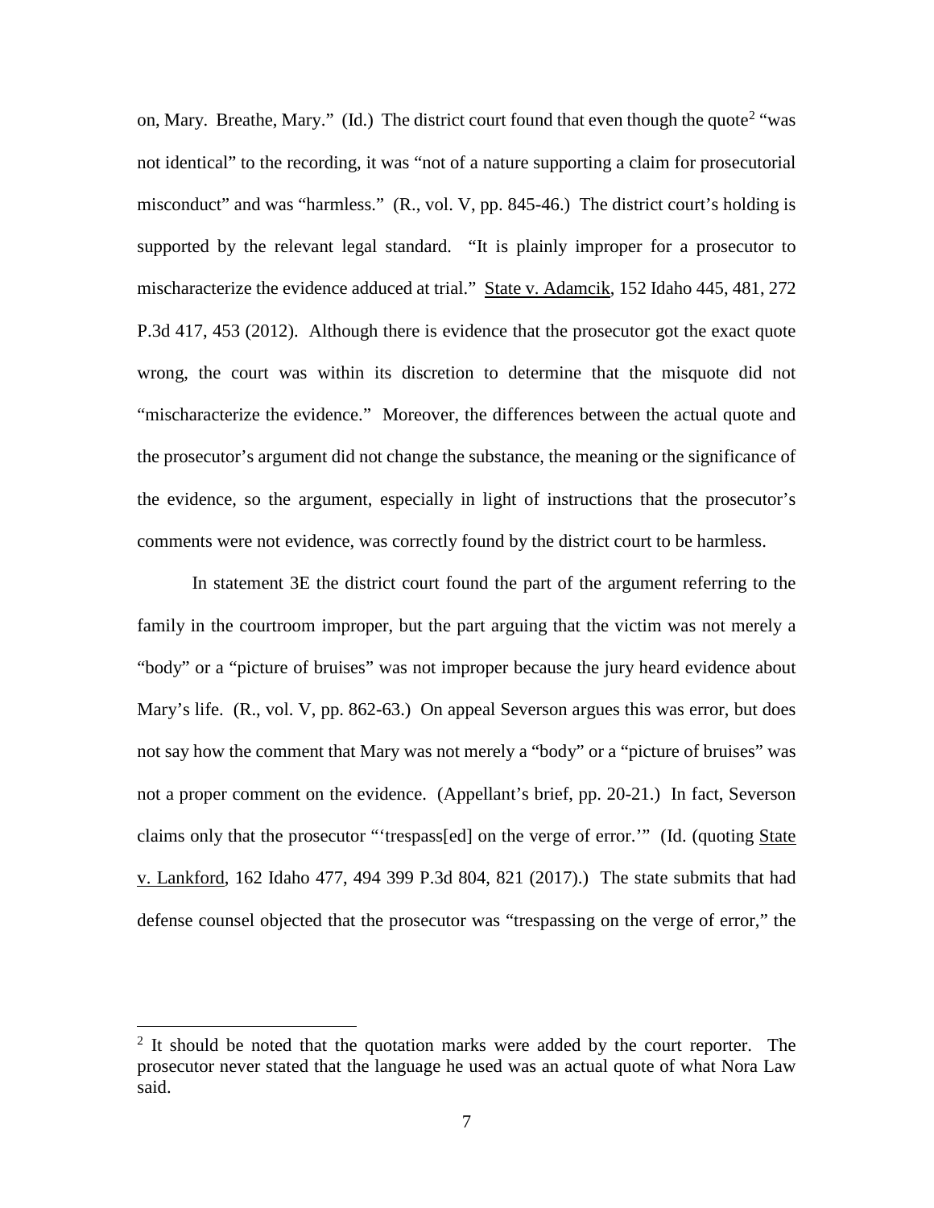on, Mary. Breathe, Mary." (Id.) The district court found that even though the quote[2] "was not identical" to the recording, it was "not of a nature supporting a claim for prosecutorial misconduct" and was "harmless." (R., vol. V, pp. 845-46.) The district court's holding is supported by the relevant legal standard. "It is plainly improper for a prosecutor to mischaracterize the evidence adduced at trial." State v. Adamcik, 152 Idaho 445, 481, 272 P.3d 417, 453 (2012). Although there is evidence that the prosecutor got the exact quote wrong, the court was within its discretion to determine that the misquote did not "mischaracterize the evidence." Moreover, the differences between the actual quote and the prosecutor's argument did not change the substance, the meaning or the significance of the evidence, so the argument, especially in light of instructions that the prosecutor's comments were not evidence, was correctly found by the district court to be harmless.

In statement 3E the district court found the part of the argument referring to the family in the courtroom improper, but the part arguing that the victim was not merely a "body" or a "picture of bruises" was not improper because the jury heard evidence about Mary's life. (R., vol. V, pp. 862-63.) On appeal Severson argues this was error, but does not say how the comment that Mary was not merely a "body" or a "picture of bruises" was not a proper comment on the evidence. (Appellant's brief, pp. 20-21.) In fact, Severson claims only that the prosecutor "'trespass[ed] on the verge of error.'" (Id. (quoting State v. Lankford, 162 Idaho 477, 494 399 P.3d 804, 821 (2017).) The state submits that had defense counsel objected that the prosecutor was "trespassing on the verge of error," the

[2] It should be noted that the quotation marks were added by the court reporter. The prosecutor never stated that the language he used was an actual quote of what Nora Law said.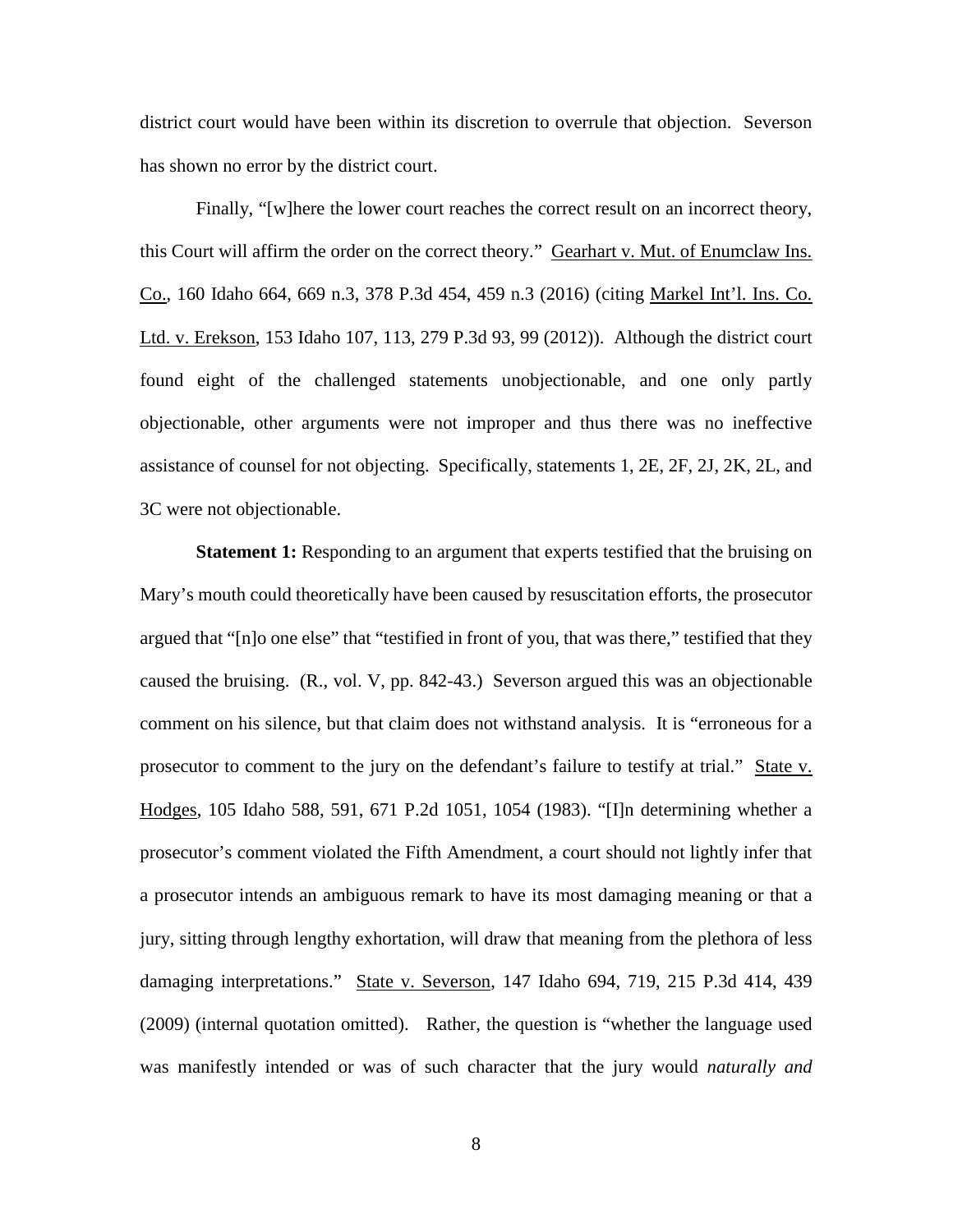district court would have been within its discretion to overrule that objection. Severson has shown no error by the district court.

Finally, "[w]here the lower court reaches the correct result on an incorrect theory, this Court will affirm the order on the correct theory." Gearhart v. Mut. of Enumclaw Ins. Co., 160 Idaho 664, 669 n.3, 378 P.3d 454, 459 n.3 (2016) (citing Markel Int'l. Ins. Co. Ltd. v. Erekson, 153 Idaho 107, 113, 279 P.3d 93, 99 (2012)). Although the district court found eight of the challenged statements unobjectionable, and one only partly objectionable, other arguments were not improper and thus there was no ineffective assistance of counsel for not objecting. Specifically, statements 1, 2E, 2F, 2J, 2K, 2L, and 3C were not objectionable.

**Statement 1:** Responding to an argument that experts testified that the bruising on Mary's mouth could theoretically have been caused by resuscitation efforts, the prosecutor argued that "[n]o one else" that "testified in front of you, that was there," testified that they caused the bruising. (R., vol. V, pp. 842-43.) Severson argued this was an objectionable comment on his silence, but that claim does not withstand analysis. It is "erroneous for a prosecutor to comment to the jury on the defendant's failure to testify at trial." State v. Hodges, 105 Idaho 588, 591, 671 P.2d 1051, 1054 (1983). "[I]n determining whether a prosecutor's comment violated the Fifth Amendment, a court should not lightly infer that a prosecutor intends an ambiguous remark to have its most damaging meaning or that a jury, sitting through lengthy exhortation, will draw that meaning from the plethora of less damaging interpretations." State v. Severson, 147 Idaho 694, 719, 215 P.3d 414, 439 (2009) (internal quotation omitted). Rather, the question is "whether the language used was manifestly intended or was of such character that the jury would *naturally and*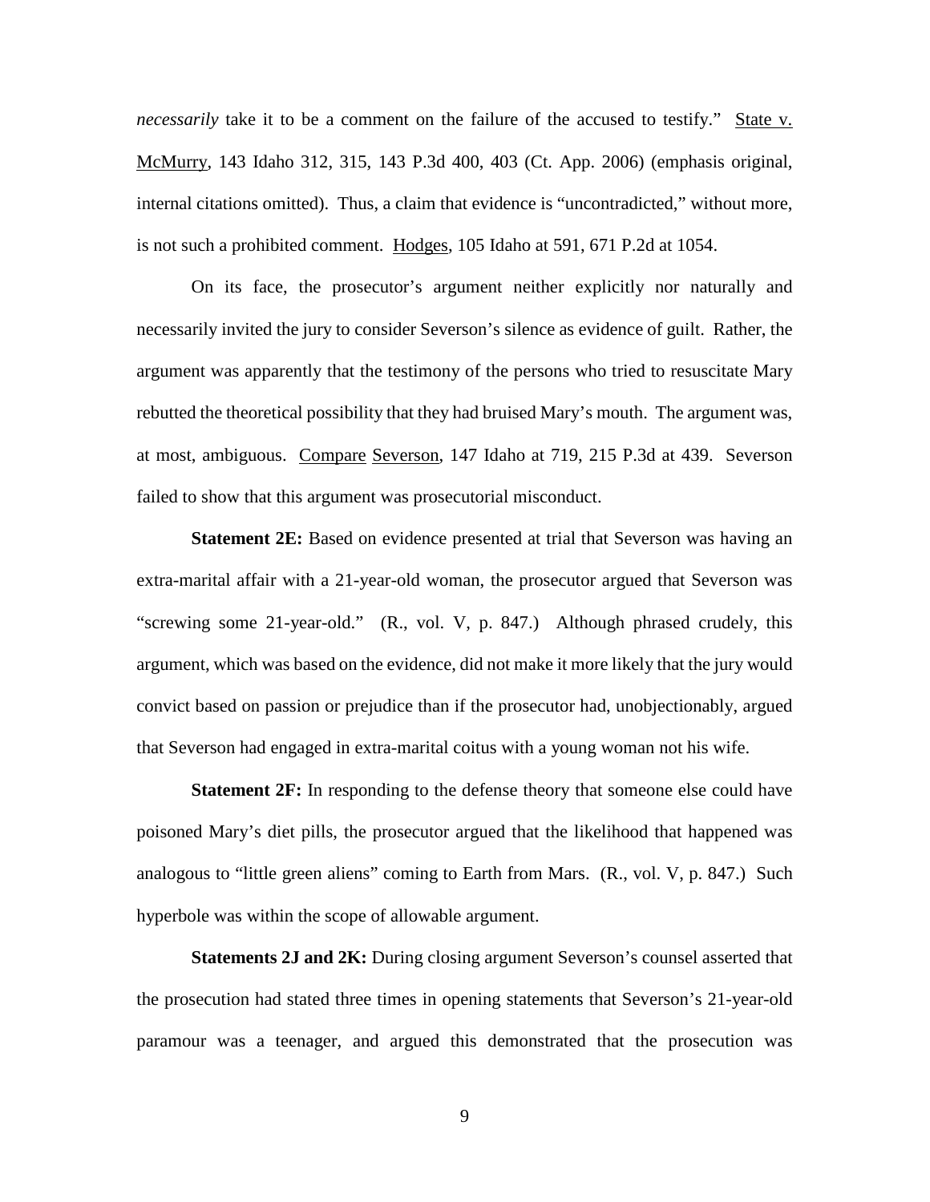*necessarily* take it to be a comment on the failure of the accused to testify." State v. McMurry, 143 Idaho 312, 315, 143 P.3d 400, 403 (Ct. App. 2006) (emphasis original, internal citations omitted). Thus, a claim that evidence is "uncontradicted," without more, is not such a prohibited comment. Hodges, 105 Idaho at 591, 671 P.2d at 1054.

On its face, the prosecutor's argument neither explicitly nor naturally and necessarily invited the jury to consider Severson's silence as evidence of guilt. Rather, the argument was apparently that the testimony of the persons who tried to resuscitate Mary rebutted the theoretical possibility that they had bruised Mary's mouth. The argument was, at most, ambiguous. Compare Severson, 147 Idaho at 719, 215 P.3d at 439. Severson failed to show that this argument was prosecutorial misconduct.

**Statement 2E:** Based on evidence presented at trial that Severson was having an extra-marital affair with a 21-year-old woman, the prosecutor argued that Severson was "screwing some 21-year-old." (R., vol. V, p. 847.) Although phrased crudely, this argument, which was based on the evidence, did not make it more likely that the jury would convict based on passion or prejudice than if the prosecutor had, unobjectionably, argued that Severson had engaged in extra-marital coitus with a young woman not his wife.

**Statement 2F:** In responding to the defense theory that someone else could have poisoned Mary's diet pills, the prosecutor argued that the likelihood that happened was analogous to "little green aliens" coming to Earth from Mars. (R., vol. V, p. 847.) Such hyperbole was within the scope of allowable argument.

**Statements 2J and 2K:** During closing argument Severson's counsel asserted that the prosecution had stated three times in opening statements that Severson's 21-year-old paramour was a teenager, and argued this demonstrated that the prosecution was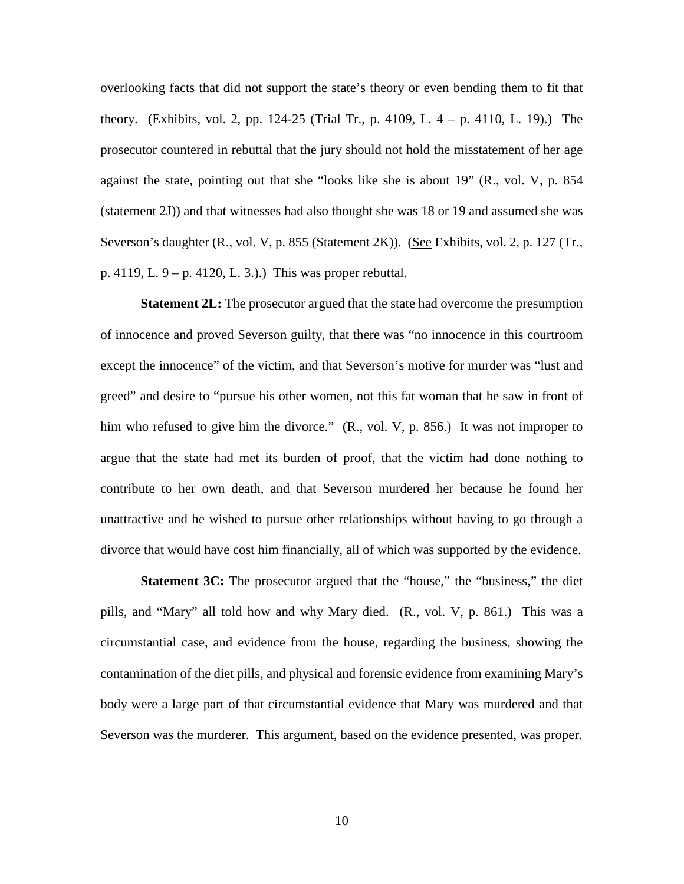overlooking facts that did not support the state's theory or even bending them to fit that theory. (Exhibits, vol. 2, pp. 124-25 (Trial Tr., p. 4109, L. 4 – p. 4110, L. 19).) The prosecutor countered in rebuttal that the jury should not hold the misstatement of her age against the state, pointing out that she "looks like she is about 19" (R., vol. V, p. 854 (statement 2J)) and that witnesses had also thought she was 18 or 19 and assumed she was Severson's daughter (R., vol. V, p. 855 (Statement 2K)). (See Exhibits, vol. 2, p. 127 (Tr., p. 4119, L. 9 – p. 4120, L. 3.).) This was proper rebuttal.

**Statement 2L:** The prosecutor argued that the state had overcome the presumption of innocence and proved Severson guilty, that there was "no innocence in this courtroom except the innocence" of the victim, and that Severson's motive for murder was "lust and greed" and desire to "pursue his other women, not this fat woman that he saw in front of him who refused to give him the divorce." (R., vol. V, p. 856.) It was not improper to argue that the state had met its burden of proof, that the victim had done nothing to contribute to her own death, and that Severson murdered her because he found her unattractive and he wished to pursue other relationships without having to go through a divorce that would have cost him financially, all of which was supported by the evidence.

**Statement 3C:** The prosecutor argued that the "house," the "business," the diet pills, and "Mary" all told how and why Mary died. (R., vol. V, p. 861.) This was a circumstantial case, and evidence from the house, regarding the business, showing the contamination of the diet pills, and physical and forensic evidence from examining Mary's body were a large part of that circumstantial evidence that Mary was murdered and that Severson was the murderer. This argument, based on the evidence presented, was proper.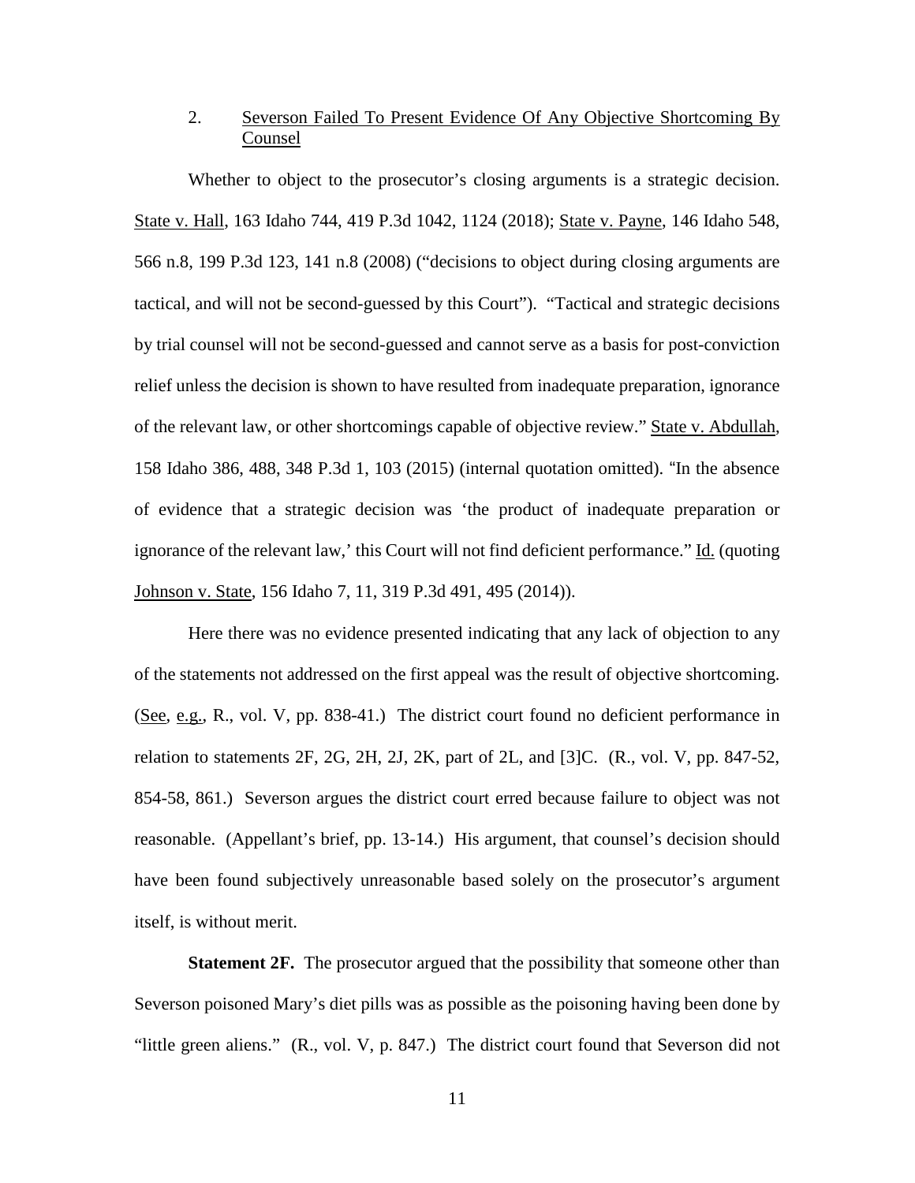2. <u>Severson Failed To Present Evidence Of Any Objective Shortcoming By Counsel</u>

Whether to object to the prosecutor's closing arguments is a strategic decision. <u>State v. Hall</u>, 163 Idaho 744, 419 P.3d 1042, 1124 (2018); <u>State v. Payne</u>, 146 Idaho 548, 566 n.8, 199 P.3d 123, 141 n.8 (2008) ("decisions to object during closing arguments are tactical, and will not be second-guessed by this Court"). "Tactical and strategic decisions by trial counsel will not be second-guessed and cannot serve as a basis for post-conviction relief unless the decision is shown to have resulted from inadequate preparation, ignorance of the relevant law, or other shortcomings capable of objective review." <u>State v. Abdullah</u>, 158 Idaho 386, 488, 348 P.3d 1, 103 (2015) (internal quotation omitted). "In the absence of evidence that a strategic decision was 'the product of inadequate preparation or ignorance of the relevant law,' this Court will not find deficient performance." <u>Id.</u> (quoting <u>Johnson v. State</u>, 156 Idaho 7, 11, 319 P.3d 491, 495 (2014)).

Here there was no evidence presented indicating that any lack of objection to any of the statements not addressed on the first appeal was the result of objective shortcoming. (<u>See</u>, <u>e.g.</u>, R., vol. V, pp. 838-41.) The district court found no deficient performance in relation to statements 2F, 2G, 2H, 2J, 2K, part of 2L, and [3]C. (R., vol. V, pp. 847-52, 854-58, 861.) Severson argues the district court erred because failure to object was not reasonable. (Appellant's brief, pp. 13-14.) His argument, that counsel's decision should have been found subjectively unreasonable based solely on the prosecutor's argument itself, is without merit.

**Statement 2F.** The prosecutor argued that the possibility that someone other than Severson poisoned Mary's diet pills was as possible as the poisoning having been done by "little green aliens." (R., vol. V, p. 847.) The district court found that Severson did not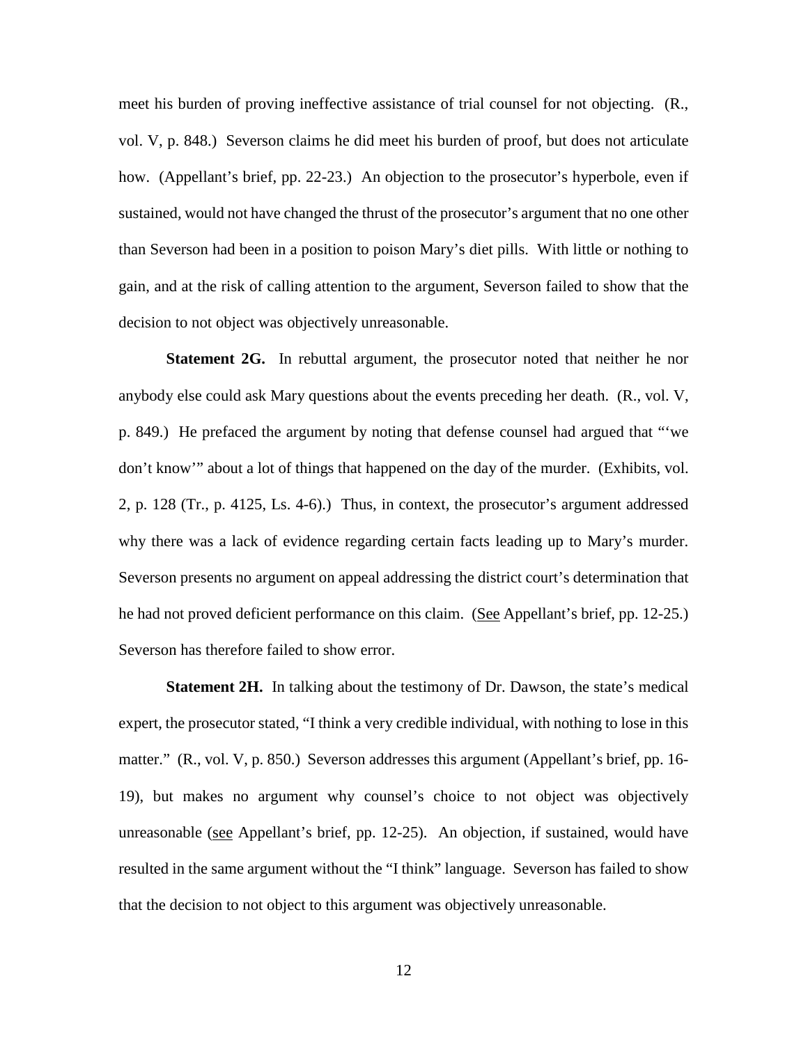meet his burden of proving ineffective assistance of trial counsel for not objecting. (R., vol. V, p. 848.) Severson claims he did meet his burden of proof, but does not articulate how. (Appellant's brief, pp. 22-23.) An objection to the prosecutor's hyperbole, even if sustained, would not have changed the thrust of the prosecutor's argument that no one other than Severson had been in a position to poison Mary's diet pills. With little or nothing to gain, and at the risk of calling attention to the argument, Severson failed to show that the decision to not object was objectively unreasonable.

**Statement 2G.** In rebuttal argument, the prosecutor noted that neither he nor anybody else could ask Mary questions about the events preceding her death. (R., vol. V, p. 849.) He prefaced the argument by noting that defense counsel had argued that "'we don't know'" about a lot of things that happened on the day of the murder. (Exhibits, vol. 2, p. 128 (Tr., p. 4125, Ls. 4-6).) Thus, in context, the prosecutor's argument addressed why there was a lack of evidence regarding certain facts leading up to Mary's murder. Severson presents no argument on appeal addressing the district court's determination that he had not proved deficient performance on this claim. (<u>See</u> Appellant's brief, pp. 12-25.) Severson has therefore failed to show error.

**Statement 2H.** In talking about the testimony of Dr. Dawson, the state's medical expert, the prosecutor stated, "I think a very credible individual, with nothing to lose in this matter." (R., vol. V, p. 850.) Severson addresses this argument (Appellant's brief, pp. 16-19), but makes no argument why counsel's choice to not object was objectively unreasonable (<u>see</u> Appellant's brief, pp. 12-25). An objection, if sustained, would have resulted in the same argument without the "I think" language. Severson has failed to show that the decision to not object to this argument was objectively unreasonable.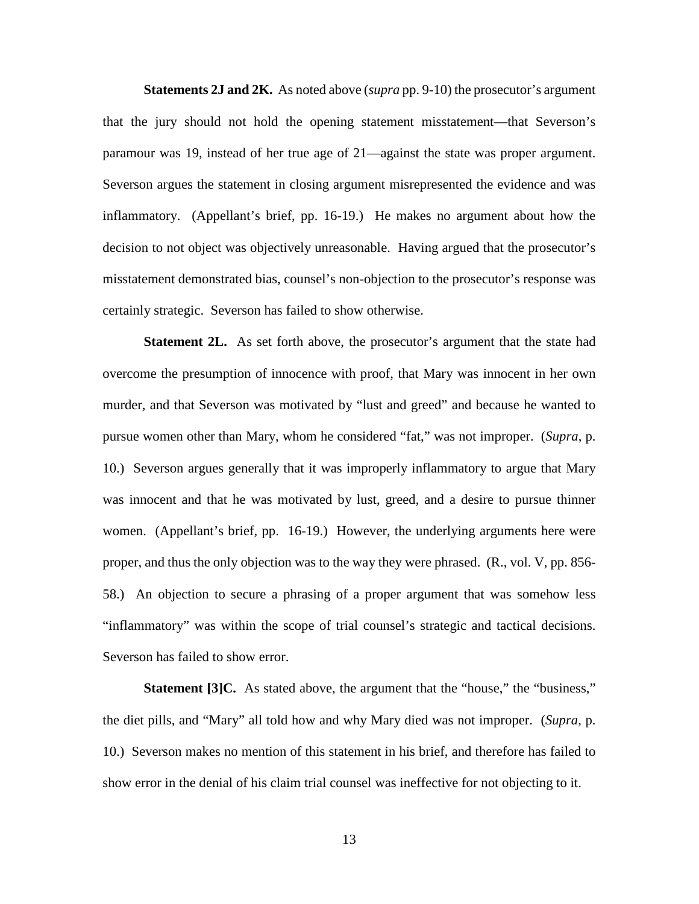**Statements 2J and 2K.** As noted above (*supra* pp. 9-10) the prosecutor's argument that the jury should not hold the opening statement misstatement—that Severson's paramour was 19, instead of her true age of 21—against the state was proper argument. Severson argues the statement in closing argument misrepresented the evidence and was inflammatory. (Appellant's brief, pp. 16-19.) He makes no argument about how the decision to not object was objectively unreasonable. Having argued that the prosecutor's misstatement demonstrated bias, counsel's non-objection to the prosecutor's response was certainly strategic. Severson has failed to show otherwise.

**Statement 2L.** As set forth above, the prosecutor's argument that the state had overcome the presumption of innocence with proof, that Mary was innocent in her own murder, and that Severson was motivated by "lust and greed" and because he wanted to pursue women other than Mary, whom he considered "fat," was not improper. (*Supra*, p. 10.) Severson argues generally that it was improperly inflammatory to argue that Mary was innocent and that he was motivated by lust, greed, and a desire to pursue thinner women. (Appellant's brief, pp. 16-19.) However, the underlying arguments here were proper, and thus the only objection was to the way they were phrased. (R., vol. V, pp. 856-58.) An objection to secure a phrasing of a proper argument that was somehow less "inflammatory" was within the scope of trial counsel's strategic and tactical decisions. Severson has failed to show error.

**Statement [3]C.** As stated above, the argument that the "house," the "business," the diet pills, and "Mary" all told how and why Mary died was not improper. (*Supra*, p. 10.) Severson makes no mention of this statement in his brief, and therefore has failed to show error in the denial of his claim trial counsel was ineffective for not objecting to it.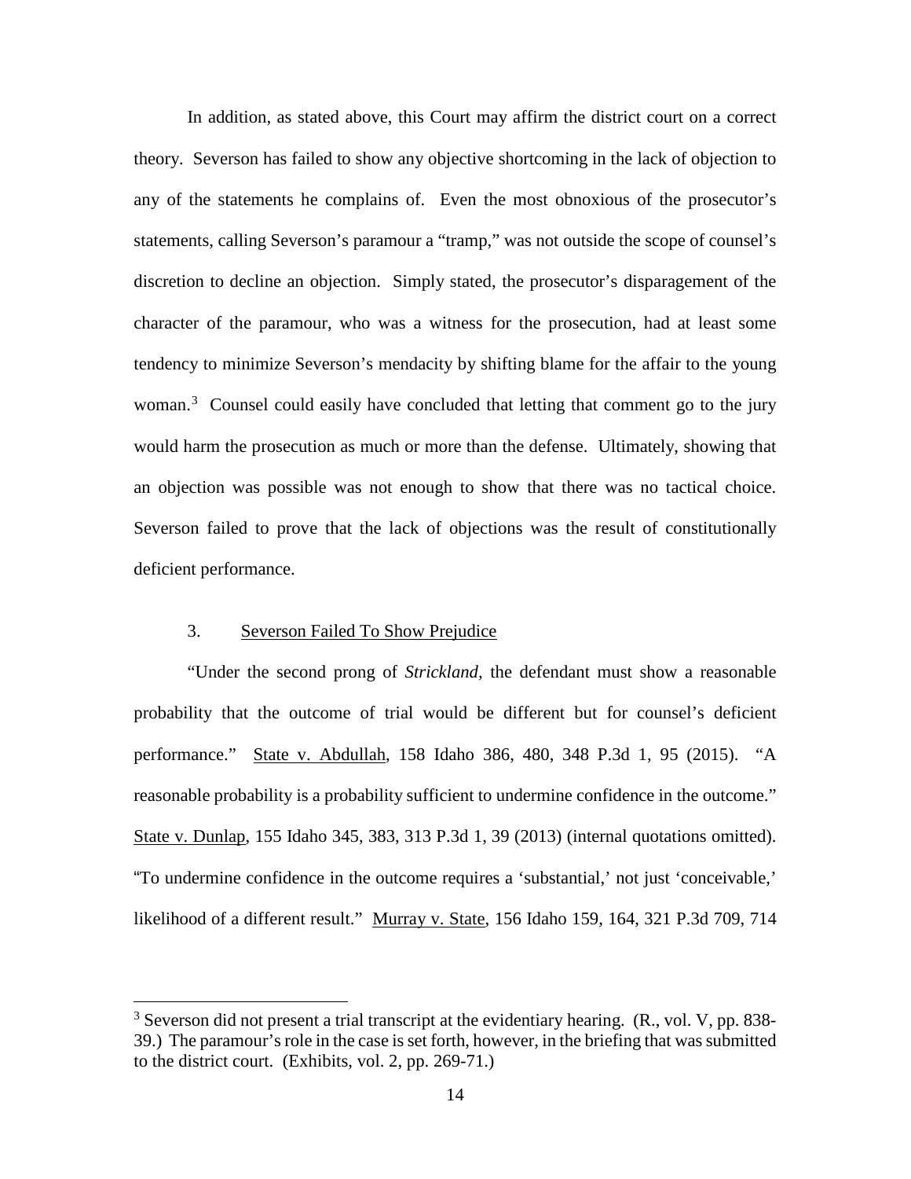In addition, as stated above, this Court may affirm the district court on a correct theory. Severson has failed to show any objective shortcoming in the lack of objection to any of the statements he complains of. Even the most obnoxious of the prosecutor's statements, calling Severson's paramour a "tramp," was not outside the scope of counsel's discretion to decline an objection. Simply stated, the prosecutor's disparagement of the character of the paramour, who was a witness for the prosecution, had at least some tendency to minimize Severson's mendacity by shifting blame for the affair to the young woman.[3] Counsel could easily have concluded that letting that comment go to the jury would harm the prosecution as much or more than the defense. Ultimately, showing that an objection was possible was not enough to show that there was no tactical choice. Severson failed to prove that the lack of objections was the result of constitutionally deficient performance.

### 3. Severson Failed To Show Prejudice

"Under the second prong of *Strickland*, the defendant must show a reasonable probability that the outcome of trial would be different but for counsel's deficient performance." State v. Abdullah, 158 Idaho 386, 480, 348 P.3d 1, 95 (2015). "A reasonable probability is a probability sufficient to undermine confidence in the outcome." State v. Dunlap, 155 Idaho 345, 383, 313 P.3d 1, 39 (2013) (internal quotations omitted). "To undermine confidence in the outcome requires a 'substantial,' not just 'conceivable,' likelihood of a different result." Murray v. State, 156 Idaho 159, 164, 321 P.3d 709, 714

---

[3] Severson did not present a trial transcript at the evidentiary hearing. (R., vol. V, pp. 838-39.) The paramour's role in the case is set forth, however, in the briefing that was submitted to the district court. (Exhibits, vol. 2, pp. 269-71.)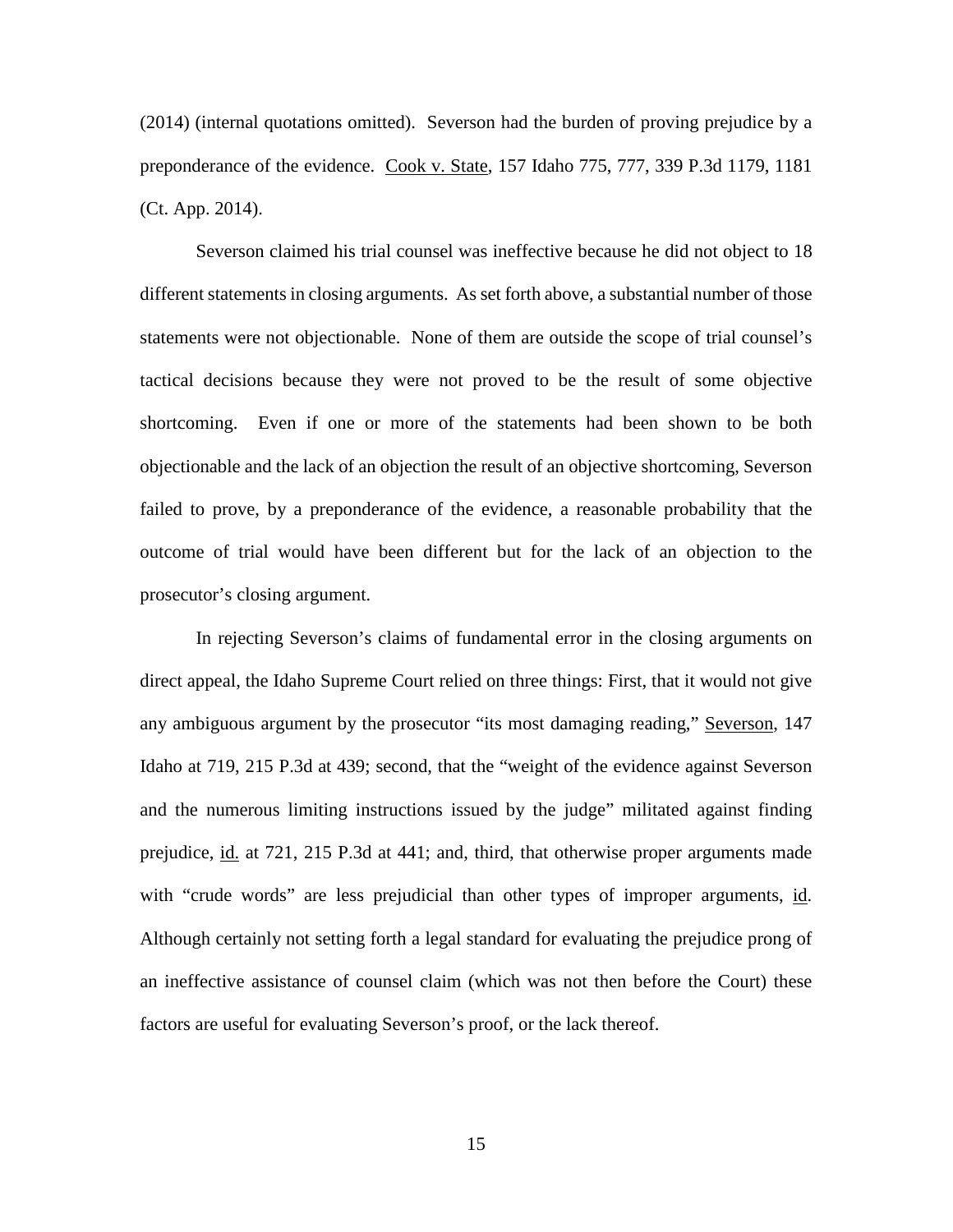(2014) (internal quotations omitted). Severson had the burden of proving prejudice by a preponderance of the evidence. Cook v. State, 157 Idaho 775, 777, 339 P.3d 1179, 1181 (Ct. App. 2014).

Severson claimed his trial counsel was ineffective because he did not object to 18 different statements in closing arguments. As set forth above, a substantial number of those statements were not objectionable. None of them are outside the scope of trial counsel's tactical decisions because they were not proved to be the result of some objective shortcoming. Even if one or more of the statements had been shown to be both objectionable and the lack of an objection the result of an objective shortcoming, Severson failed to prove, by a preponderance of the evidence, a reasonable probability that the outcome of trial would have been different but for the lack of an objection to the prosecutor's closing argument.

In rejecting Severson's claims of fundamental error in the closing arguments on direct appeal, the Idaho Supreme Court relied on three things: First, that it would not give any ambiguous argument by the prosecutor "its most damaging reading," Severson, 147 Idaho at 719, 215 P.3d at 439; second, that the "weight of the evidence against Severson and the numerous limiting instructions issued by the judge" militated against finding prejudice, id. at 721, 215 P.3d at 441; and, third, that otherwise proper arguments made with "crude words" are less prejudicial than other types of improper arguments, id. Although certainly not setting forth a legal standard for evaluating the prejudice prong of an ineffective assistance of counsel claim (which was not then before the Court) these factors are useful for evaluating Severson's proof, or the lack thereof.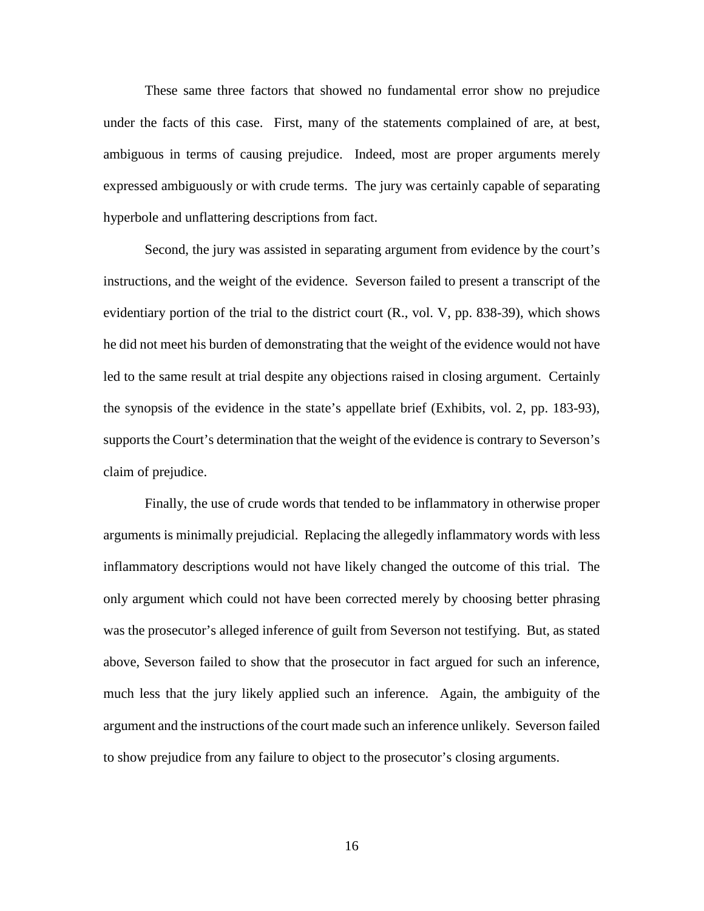These same three factors that showed no fundamental error show no prejudice under the facts of this case. First, many of the statements complained of are, at best, ambiguous in terms of causing prejudice. Indeed, most are proper arguments merely expressed ambiguously or with crude terms. The jury was certainly capable of separating hyperbole and unflattering descriptions from fact.

Second, the jury was assisted in separating argument from evidence by the court's instructions, and the weight of the evidence. Severson failed to present a transcript of the evidentiary portion of the trial to the district court (R., vol. V, pp. 838-39), which shows he did not meet his burden of demonstrating that the weight of the evidence would not have led to the same result at trial despite any objections raised in closing argument. Certainly the synopsis of the evidence in the state's appellate brief (Exhibits, vol. 2, pp. 183-93), supports the Court's determination that the weight of the evidence is contrary to Severson's claim of prejudice.

Finally, the use of crude words that tended to be inflammatory in otherwise proper arguments is minimally prejudicial. Replacing the allegedly inflammatory words with less inflammatory descriptions would not have likely changed the outcome of this trial. The only argument which could not have been corrected merely by choosing better phrasing was the prosecutor's alleged inference of guilt from Severson not testifying. But, as stated above, Severson failed to show that the prosecutor in fact argued for such an inference, much less that the jury likely applied such an inference. Again, the ambiguity of the argument and the instructions of the court made such an inference unlikely. Severson failed to show prejudice from any failure to object to the prosecutor's closing arguments.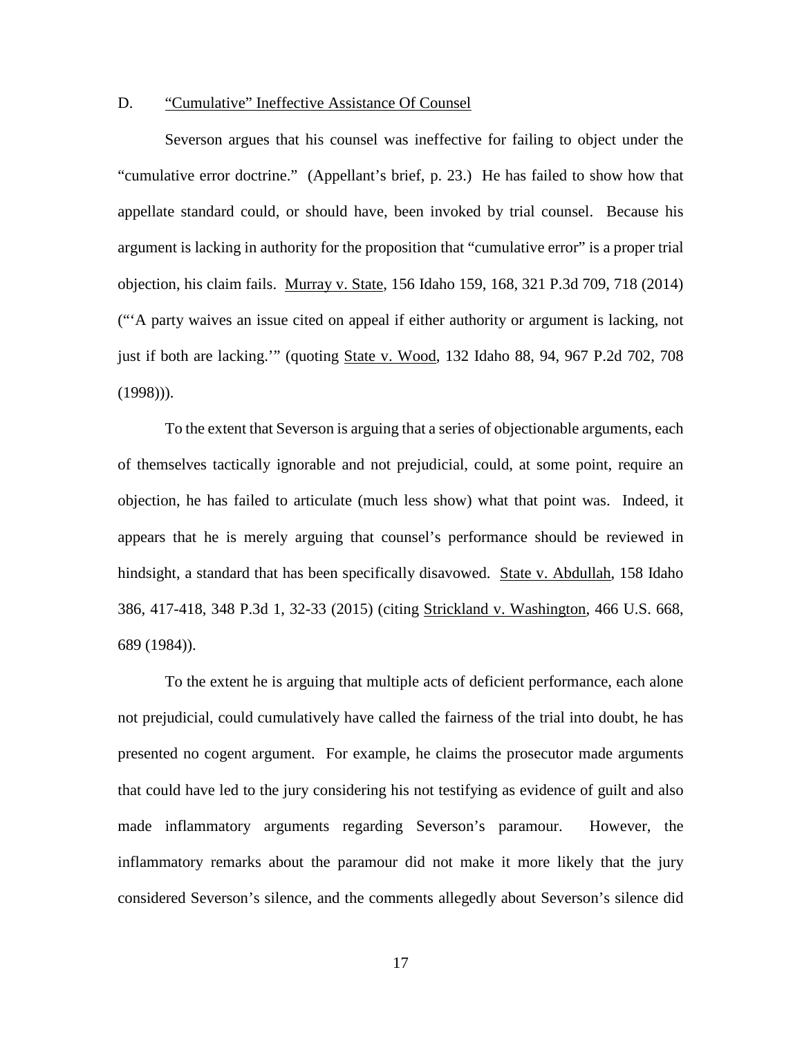### D. <u>"Cumulative" Ineffective Assistance Of Counsel</u>

Severson argues that his counsel was ineffective for failing to object under the "cumulative error doctrine." (Appellant's brief, p. 23.) He has failed to show how that appellate standard could, or should have, been invoked by trial counsel. Because his argument is lacking in authority for the proposition that "cumulative error" is a proper trial objection, his claim fails. <u>Murray v. State</u>, 156 Idaho 159, 168, 321 P.3d 709, 718 (2014) ("'A party waives an issue cited on appeal if either authority or argument is lacking, not just if both are lacking.'" (quoting <u>State v. Wood</u>, 132 Idaho 88, 94, 967 P.2d 702, 708 (1998))).

To the extent that Severson is arguing that a series of objectionable arguments, each of themselves tactically ignorable and not prejudicial, could, at some point, require an objection, he has failed to articulate (much less show) what that point was. Indeed, it appears that he is merely arguing that counsel's performance should be reviewed in hindsight, a standard that has been specifically disavowed. <u>State v. Abdullah</u>, 158 Idaho 386, 417-418, 348 P.3d 1, 32-33 (2015) (citing <u>Strickland v. Washington</u>, 466 U.S. 668, 689 (1984)).

To the extent he is arguing that multiple acts of deficient performance, each alone not prejudicial, could cumulatively have called the fairness of the trial into doubt, he has presented no cogent argument. For example, he claims the prosecutor made arguments that could have led to the jury considering his not testifying as evidence of guilt and also made inflammatory arguments regarding Severson's paramour. However, the inflammatory remarks about the paramour did not make it more likely that the jury considered Severson's silence, and the comments allegedly about Severson's silence did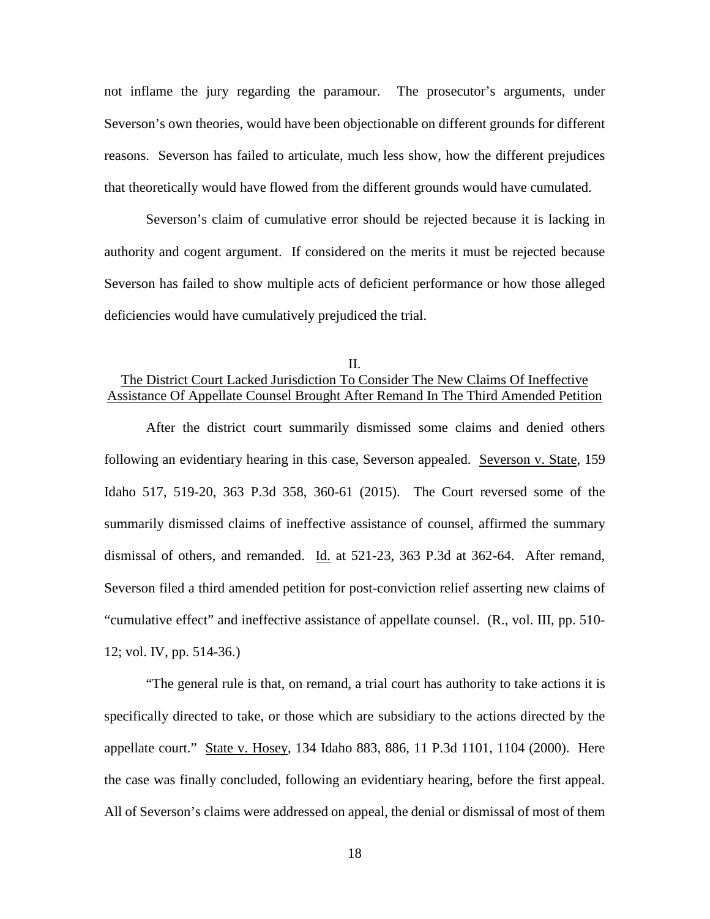not inflame the jury regarding the paramour. The prosecutor's arguments, under Severson's own theories, would have been objectionable on different grounds for different reasons. Severson has failed to articulate, much less show, how the different prejudices that theoretically would have flowed from the different grounds would have cumulated.

Severson's claim of cumulative error should be rejected because it is lacking in authority and cogent argument. If considered on the merits it must be rejected because Severson has failed to show multiple acts of deficient performance or how those alleged deficiencies would have cumulatively prejudiced the trial.

## II.
## The District Court Lacked Jurisdiction To Consider The New Claims Of Ineffective Assistance Of Appellate Counsel Brought After Remand In The Third Amended Petition

After the district court summarily dismissed some claims and denied others following an evidentiary hearing in this case, Severson appealed. Severson v. State, 159 Idaho 517, 519-20, 363 P.3d 358, 360-61 (2015). The Court reversed some of the summarily dismissed claims of ineffective assistance of counsel, affirmed the summary dismissal of others, and remanded. Id. at 521-23, 363 P.3d at 362-64. After remand, Severson filed a third amended petition for post-conviction relief asserting new claims of "cumulative effect" and ineffective assistance of appellate counsel. (R., vol. III, pp. 510-12; vol. IV, pp. 514-36.)

"The general rule is that, on remand, a trial court has authority to take actions it is specifically directed to take, or those which are subsidiary to the actions directed by the appellate court." State v. Hosey, 134 Idaho 883, 886, 11 P.3d 1101, 1104 (2000). Here the case was finally concluded, following an evidentiary hearing, before the first appeal. All of Severson's claims were addressed on appeal, the denial or dismissal of most of them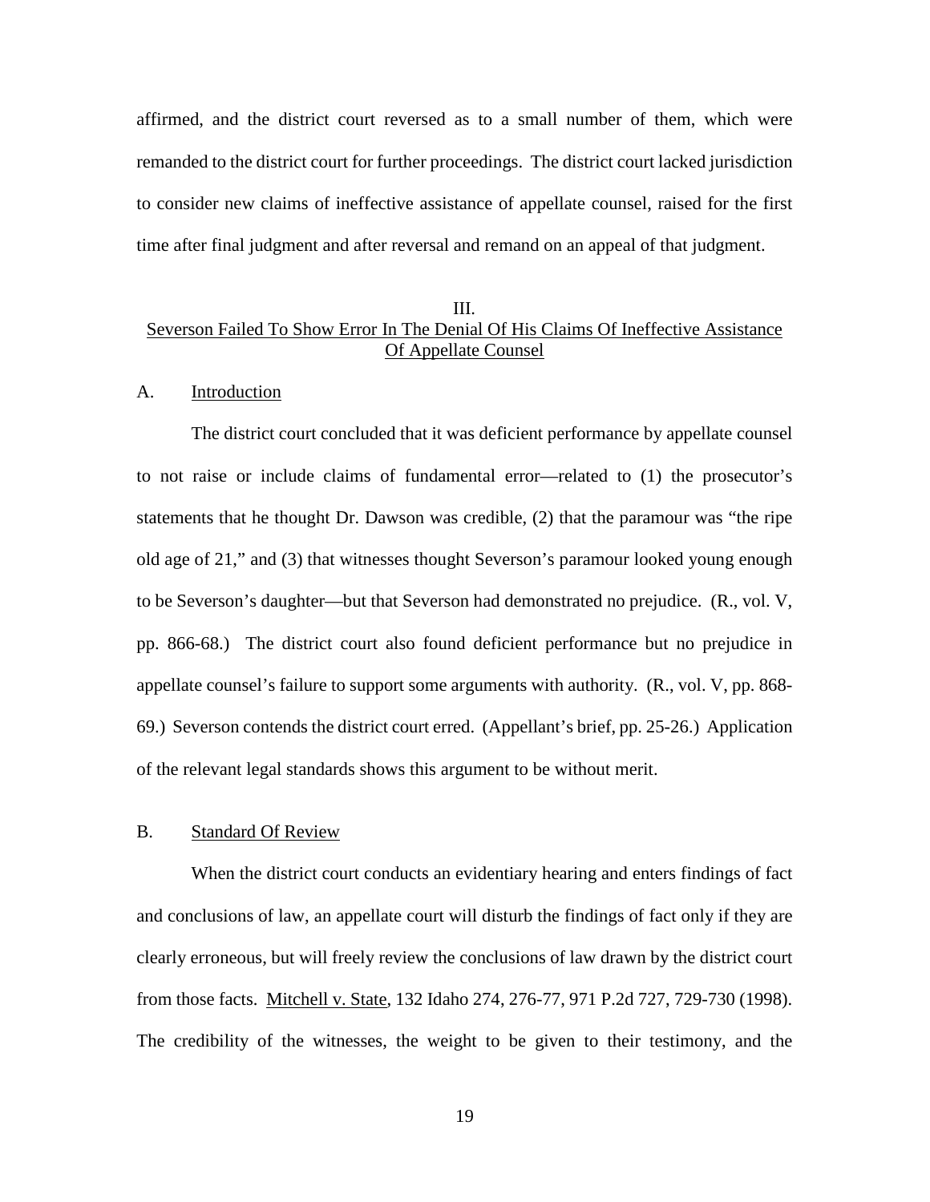affirmed, and the district court reversed as to a small number of them, which were remanded to the district court for further proceedings. The district court lacked jurisdiction to consider new claims of ineffective assistance of appellate counsel, raised for the first time after final judgment and after reversal and remand on an appeal of that judgment.

## III.
## Severson Failed To Show Error In The Denial Of His Claims Of Ineffective Assistance Of Appellate Counsel

### A. Introduction

The district court concluded that it was deficient performance by appellate counsel to not raise or include claims of fundamental error—related to (1) the prosecutor's statements that he thought Dr. Dawson was credible, (2) that the paramour was "the ripe old age of 21," and (3) that witnesses thought Severson's paramour looked young enough to be Severson's daughter—but that Severson had demonstrated no prejudice. (R., vol. V, pp. 866-68.) The district court also found deficient performance but no prejudice in appellate counsel's failure to support some arguments with authority. (R., vol. V, pp. 868-69.) Severson contends the district court erred. (Appellant's brief, pp. 25-26.) Application of the relevant legal standards shows this argument to be without merit.

### B. Standard Of Review

When the district court conducts an evidentiary hearing and enters findings of fact and conclusions of law, an appellate court will disturb the findings of fact only if they are clearly erroneous, but will freely review the conclusions of law drawn by the district court from those facts. Mitchell v. State, 132 Idaho 274, 276-77, 971 P.2d 727, 729-730 (1998). The credibility of the witnesses, the weight to be given to their testimony, and the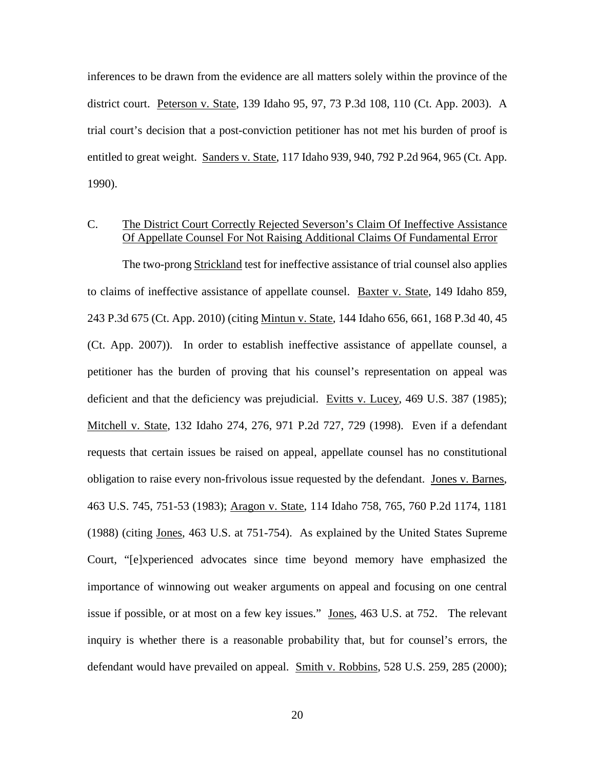inferences to be drawn from the evidence are all matters solely within the province of the district court. Peterson v. State, 139 Idaho 95, 97, 73 P.3d 108, 110 (Ct. App. 2003). A trial court's decision that a post-conviction petitioner has not met his burden of proof is entitled to great weight. Sanders v. State, 117 Idaho 939, 940, 792 P.2d 964, 965 (Ct. App. 1990).

## C. The District Court Correctly Rejected Severson's Claim Of Ineffective Assistance Of Appellate Counsel For Not Raising Additional Claims Of Fundamental Error

The two-prong Strickland test for ineffective assistance of trial counsel also applies to claims of ineffective assistance of appellate counsel. Baxter v. State, 149 Idaho 859, 243 P.3d 675 (Ct. App. 2010) (citing Mintun v. State, 144 Idaho 656, 661, 168 P.3d 40, 45 (Ct. App. 2007)). In order to establish ineffective assistance of appellate counsel, a petitioner has the burden of proving that his counsel's representation on appeal was deficient and that the deficiency was prejudicial. Evitts v. Lucey, 469 U.S. 387 (1985); Mitchell v. State, 132 Idaho 274, 276, 971 P.2d 727, 729 (1998). Even if a defendant requests that certain issues be raised on appeal, appellate counsel has no constitutional obligation to raise every non-frivolous issue requested by the defendant. Jones v. Barnes, 463 U.S. 745, 751-53 (1983); Aragon v. State, 114 Idaho 758, 765, 760 P.2d 1174, 1181 (1988) (citing Jones, 463 U.S. at 751-754). As explained by the United States Supreme Court, "[e]xperienced advocates since time beyond memory have emphasized the importance of winnowing out weaker arguments on appeal and focusing on one central issue if possible, or at most on a few key issues." Jones, 463 U.S. at 752. The relevant inquiry is whether there is a reasonable probability that, but for counsel's errors, the defendant would have prevailed on appeal. Smith v. Robbins, 528 U.S. 259, 285 (2000);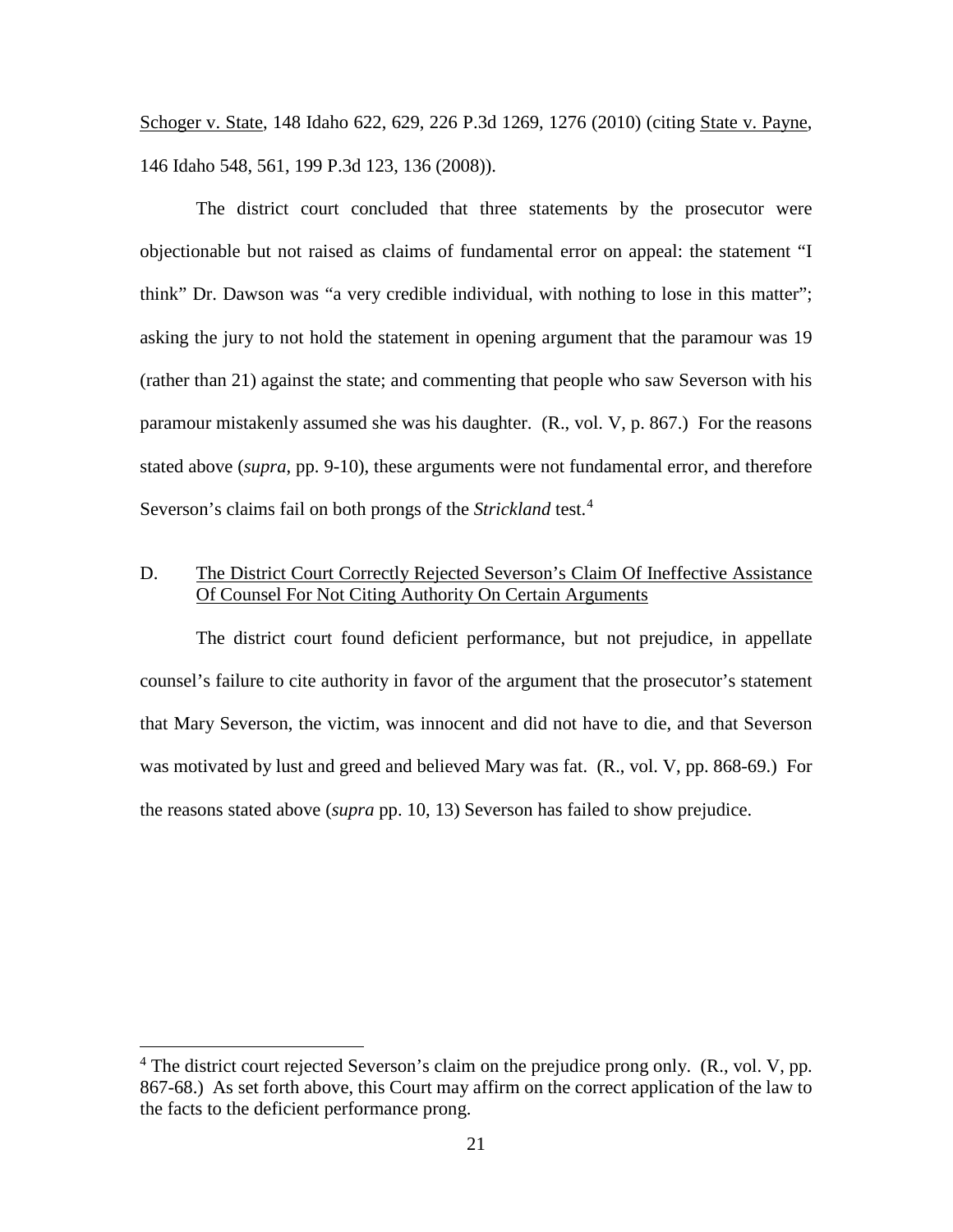Schoger v. State, 148 Idaho 622, 629, 226 P.3d 1269, 1276 (2010) (citing State v. Payne, 146 Idaho 548, 561, 199 P.3d 123, 136 (2008)).

The district court concluded that three statements by the prosecutor were objectionable but not raised as claims of fundamental error on appeal: the statement "I think" Dr. Dawson was "a very credible individual, with nothing to lose in this matter"; asking the jury to not hold the statement in opening argument that the paramour was 19 (rather than 21) against the state; and commenting that people who saw Severson with his paramour mistakenly assumed she was his daughter. (R., vol. V, p. 867.) For the reasons stated above (*supra*, pp. 9-10), these arguments were not fundamental error, and therefore Severson's claims fail on both prongs of the *Strickland* test.[4]

D. <u>The District Court Correctly Rejected Severson's Claim Of Ineffective Assistance Of Counsel For Not Citing Authority On Certain Arguments</u>

The district court found deficient performance, but not prejudice, in appellate counsel's failure to cite authority in favor of the argument that the prosecutor's statement that Mary Severson, the victim, was innocent and did not have to die, and that Severson was motivated by lust and greed and believed Mary was fat. (R., vol. V, pp. 868-69.) For the reasons stated above (*supra* pp. 10, 13) Severson has failed to show prejudice.

---

[4] The district court rejected Severson's claim on the prejudice prong only. (R., vol. V, pp. 867-68.) As set forth above, this Court may affirm on the correct application of the law to the facts to the deficient performance prong.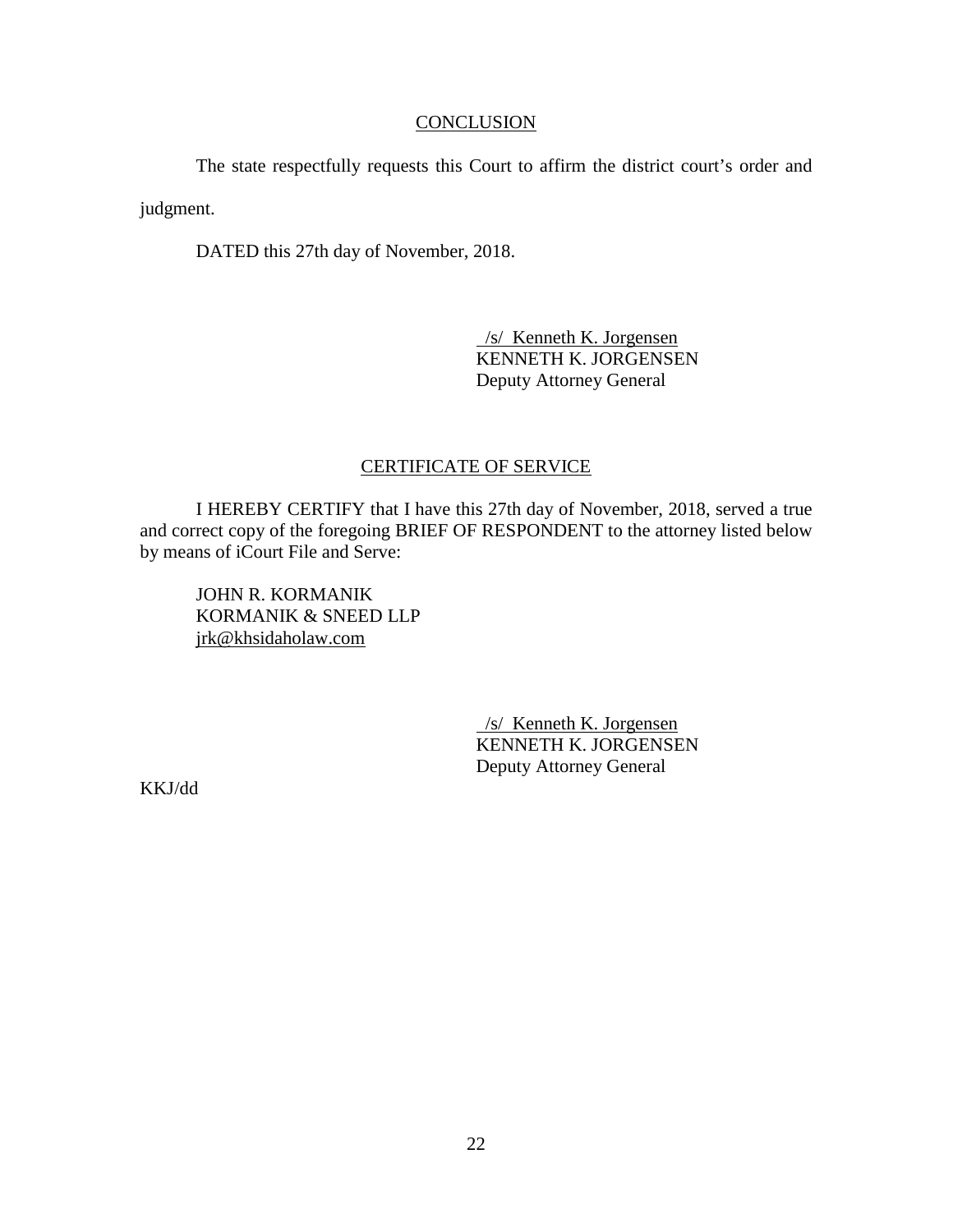## CONCLUSION

The state respectfully requests this Court to affirm the district court's order and judgment.

DATED this 27th day of November, 2018.

/s/ Kenneth K. Jorgensen
KENNETH K. JORGENSEN
Deputy Attorney General

## CERTIFICATE OF SERVICE

I HEREBY CERTIFY that I have this 27th day of November, 2018, served a true and correct copy of the foregoing BRIEF OF RESPONDENT to the attorney listed below by means of iCourt File and Serve:

JOHN R. KORMANIK
KORMANIK & SNEED LLP
jrk@khsidaholaw.com

/s/ Kenneth K. Jorgensen
KENNETH K. JORGENSEN
Deputy Attorney General

KKJ/dd